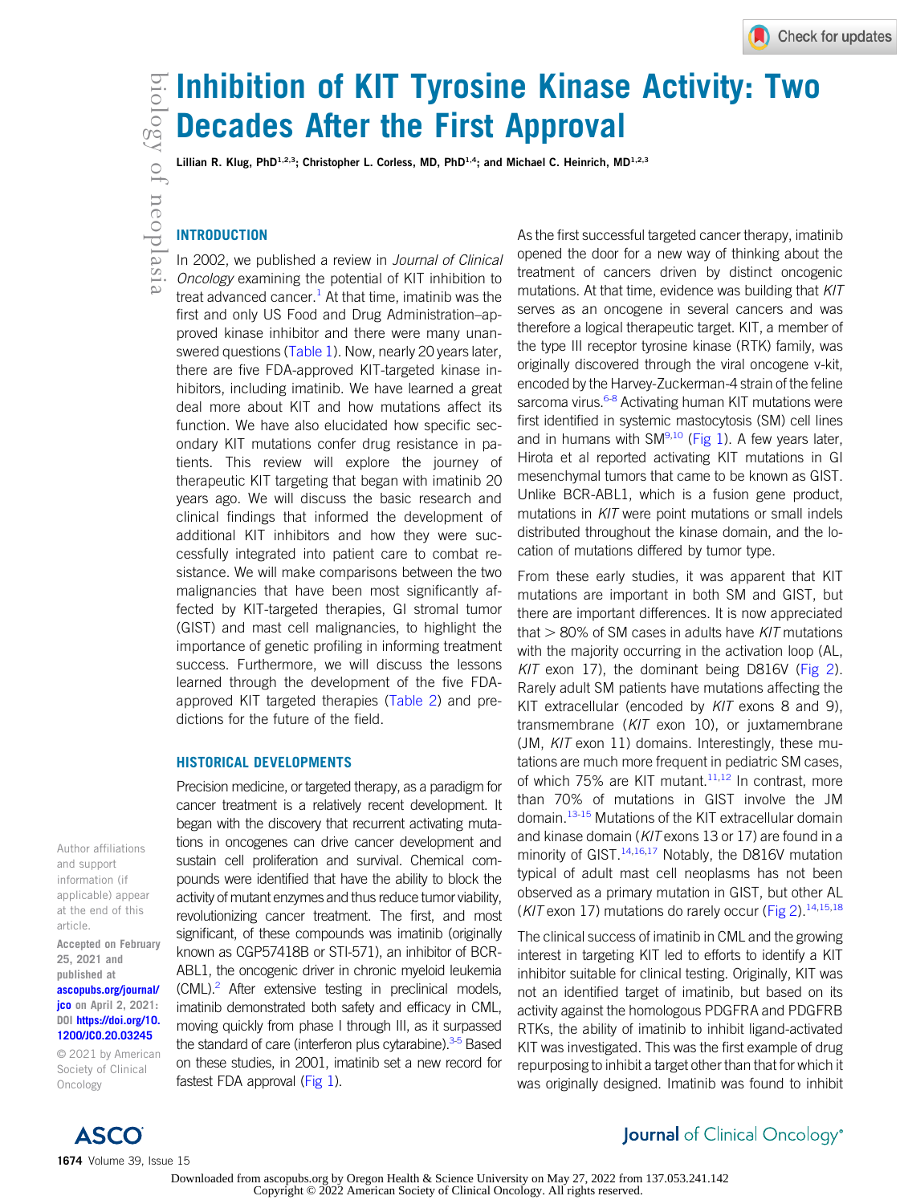# Inhibition of KIT Tyrosine Kinase Activity: Two Decades After the First Approval

Lillian R. Klug, PhD[1,2,3]; Christopher L. Corless, MD, PhD[1,4]; and Michael C. Heinrich, MD[1,2,3]

## INTRODUCTION

In 2002, we published a review in *Journal of Clinical Oncology* examining the potential of KIT inhibition to treat advanced cancer.[1] At that time, imatinib was the first and only US Food and Drug Administration–approved kinase inhibitor and there were many unanswered questions (Table 1). Now, nearly 20 years later, there are five FDA-approved KIT-targeted kinase inhibitors, including imatinib. We have learned a great deal more about KIT and how mutations affect its function. We have also elucidated how specific secondary KIT mutations confer drug resistance in patients. This review will explore the journey of therapeutic KIT targeting that began with imatinib 20 years ago. We will discuss the basic research and clinical findings that informed the development of additional KIT inhibitors and how they were successfully integrated into patient care to combat resistance. We will make comparisons between the two malignancies that have been most significantly affected by KIT-targeted therapies, GI stromal tumor (GIST) and mast cell malignancies, to highlight the importance of genetic profiling in informing treatment success. Furthermore, we will discuss the lessons learned through the development of the five FDA-approved KIT targeted therapies (Table 2) and predictions for the future of the field.

## HISTORICAL DEVELOPMENTS

Precision medicine, or targeted therapy, as a paradigm for cancer treatment is a relatively recent development. It began with the discovery that recurrent activating mutations in oncogenes can drive cancer development and sustain cell proliferation and survival. Chemical compounds were identified that have the ability to block the activity of mutant enzymes and thus reduce tumor viability, revolutionizing cancer treatment. The first, and most significant, of these compounds was imatinib (originally known as CGP57418B or STI-571), an inhibitor of BCR-ABL1, the oncogenic driver in chronic myeloid leukemia (CML).[2] After extensive testing in preclinical models, imatinib demonstrated both safety and efficacy in CML, moving quickly from phase I through III, as it surpassed the standard of care (interferon plus cytarabine).[3-5] Based on these studies, in 2001, imatinib set a new record for fastest FDA approval (Fig 1).

As the first successful targeted cancer therapy, imatinib opened the door for a new way of thinking about the treatment of cancers driven by distinct oncogenic mutations. At that time, evidence was building that *KIT* serves as an oncogene in several cancers and was therefore a logical therapeutic target. KIT, a member of the type III receptor tyrosine kinase (RTK) family, was originally discovered through the viral oncogene v-kit, encoded by the Harvey-Zuckerman-4 strain of the feline sarcoma virus.[6-8] Activating human KIT mutations were first identified in systemic mastocytosis (SM) cell lines and in humans with SM[9,10] (Fig 1). A few years later, Hirota et al reported activating KIT mutations in GI mesenchymal tumors that came to be known as GIST. Unlike BCR-ABL1, which is a fusion gene product, mutations in *KIT* were point mutations or small indels distributed throughout the kinase domain, and the location of mutations differed by tumor type.

From these early studies, it was apparent that KIT mutations are important in both SM and GIST, but there are important differences. It is now appreciated that > 80% of SM cases in adults have *KIT* mutations with the majority occurring in the activation loop (AL, *KIT* exon 17), the dominant being D816V (Fig 2). Rarely adult SM patients have mutations affecting the KIT extracellular (encoded by *KIT* exons 8 and 9), transmembrane (*KIT* exon 10), or juxtamembrane (JM, *KIT* exon 11) domains. Interestingly, these mutations are much more frequent in pediatric SM cases, of which 75% are KIT mutant.[11,12] In contrast, more than 70% of mutations in GIST involve the JM domain.[13-15] Mutations of the KIT extracellular domain and kinase domain (*KIT* exons 13 or 17) are found in a minority of GIST.[14,16,17] Notably, the D816V mutation typical of adult mast cell neoplasms has not been observed as a primary mutation in GIST, but other AL (*KIT* exon 17) mutations do rarely occur (Fig 2).[14,15,18]

The clinical success of imatinib in CML and the growing interest in targeting KIT led to efforts to identify a KIT inhibitor suitable for clinical testing. Originally, KIT was not an identified target of imatinib, but based on its activity against the homologous PDGFRA and PDGFRB RTKs, the ability of imatinib to inhibit ligand-activated KIT was investigated. This was the first example of drug repurposing to inhibit a target other than that for which it was originally designed. Imatinib was found to inhibit

Author affiliations and support information (if applicable) appear at the end of this article.

Accepted on February 25, 2021 and published at ascopubs.org/journal/jco on April 2, 2021: DOI https://doi.org/10.1200/JCO.20.03245

© 2021 by American Society of Clinical Oncology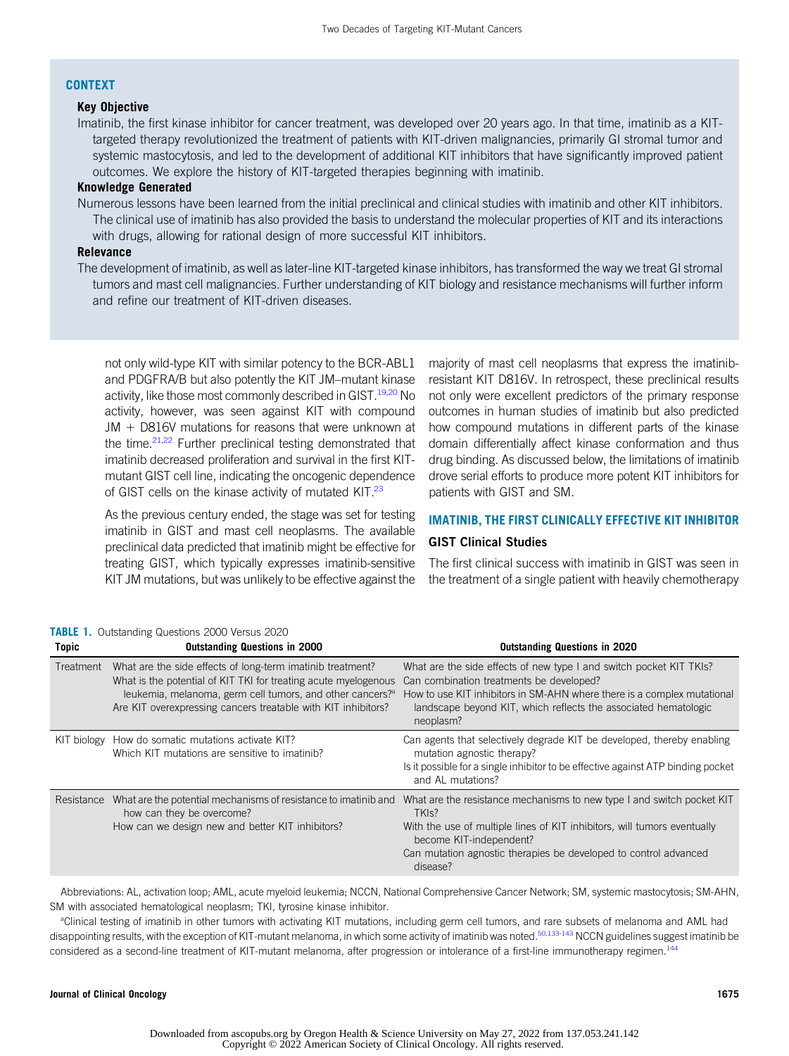## CONTEXT

**Key Objective**

Imatinib, the first kinase inhibitor for cancer treatment, was developed over 20 years ago. In that time, imatinib as a KIT-targeted therapy revolutionized the treatment of patients with KIT-driven malignancies, primarily GI stromal tumor and systemic mastocytosis, and led to the development of additional KIT inhibitors that have significantly improved patient outcomes. We explore the history of KIT-targeted therapies beginning with imatinib.

**Knowledge Generated**

Numerous lessons have been learned from the initial preclinical and clinical studies with imatinib and other KIT inhibitors. The clinical use of imatinib has also provided the basis to understand the molecular properties of KIT and its interactions with drugs, allowing for rational design of more successful KIT inhibitors.

**Relevance**

The development of imatinib, as well as later-line KIT-targeted kinase inhibitors, has transformed the way we treat GI stromal tumors and mast cell malignancies. Further understanding of KIT biology and resistance mechanisms will further inform and refine our treatment of KIT-driven diseases.

not only wild-type KIT with similar potency to the BCR-ABL1 and PDGFRA/B but also potently the KIT JM–mutant kinase activity, like those most commonly described in GIST.[19,20] No activity, however, was seen against KIT with compound JM + D816V mutations for reasons that were unknown at the time.[21,22] Further preclinical testing demonstrated that imatinib decreased proliferation and survival in the first KIT-mutant GIST cell line, indicating the oncogenic dependence of GIST cells on the kinase activity of mutated KIT.[23]

As the previous century ended, the stage was set for testing imatinib in GIST and mast cell neoplasms. The available preclinical data predicted that imatinib might be effective for treating GIST, which typically expresses imatinib-sensitive KIT JM mutations, but was unlikely to be effective against the majority of mast cell neoplasms that express the imatinib-resistant KIT D816V. In retrospect, these preclinical results not only were excellent predictors of the primary response outcomes in human studies of imatinib but also predicted how compound mutations in different parts of the kinase domain differentially affect kinase conformation and thus drug binding. As discussed below, the limitations of imatinib drove serial efforts to produce more potent KIT inhibitors for patients with GIST and SM.

## IMATINIB, THE FIRST CLINICALLY EFFECTIVE KIT INHIBITOR

### GIST Clinical Studies

The first clinical success with imatinib in GIST was seen in the treatment of a single patient with heavily chemotherapy

**TABLE 1.** Outstanding Questions 2000 Versus 2020

| Topic | Outstanding Questions in 2000 | Outstanding Questions in 2020 |
|---|---|---|
| Treatment | What are the side effects of long-term imatinib treatment?<br>What is the potential of KIT TKI for treating acute myelogenous leukemia, melanoma, germ cell tumors, and other cancers?[a]<br>Are KIT overexpressing cancers treatable with KIT inhibitors? | What are the side effects of new type I and switch pocket KIT TKIs?<br>Can combination treatments be developed?<br>How to use KIT inhibitors in SM-AHN where there is a complex mutational landscape beyond KIT, which reflects the associated hematologic neoplasm? |
| KIT biology | How do somatic mutations activate KIT?<br>Which KIT mutations are sensitive to imatinib? | Can agents that selectively degrade KIT be developed, thereby enabling mutation agnostic therapy?<br>Is it possible for a single inhibitor to be effective against ATP binding pocket and AL mutations? |
| Resistance | What are the potential mechanisms of resistance to imatinib and how can they be overcome?<br>How can we design new and better KIT inhibitors? | What are the resistance mechanisms to new type I and switch pocket KIT TKIs?<br>With the use of multiple lines of KIT inhibitors, will tumors eventually become KIT-independent?<br>Can mutation agnostic therapies be developed to control advanced disease? |

Abbreviations: AL, activation loop; AML, acute myeloid leukemia; NCCN, National Comprehensive Cancer Network; SM, systemic mastocytosis; SM-AHN, SM with associated hematological neoplasm; TKI, tyrosine kinase inhibitor.

[a]Clinical testing of imatinib in other tumors with activating KIT mutations, including germ cell tumors, and rare subsets of melanoma and AML had disappointing results, with the exception of KIT-mutant melanoma, in which some activity of imatinib was noted.[50,133-143] NCCN guidelines suggest imatinib be considered as a second-line treatment of KIT-mutant melanoma, after progression or intolerance of a first-line immunotherapy regimen.[144]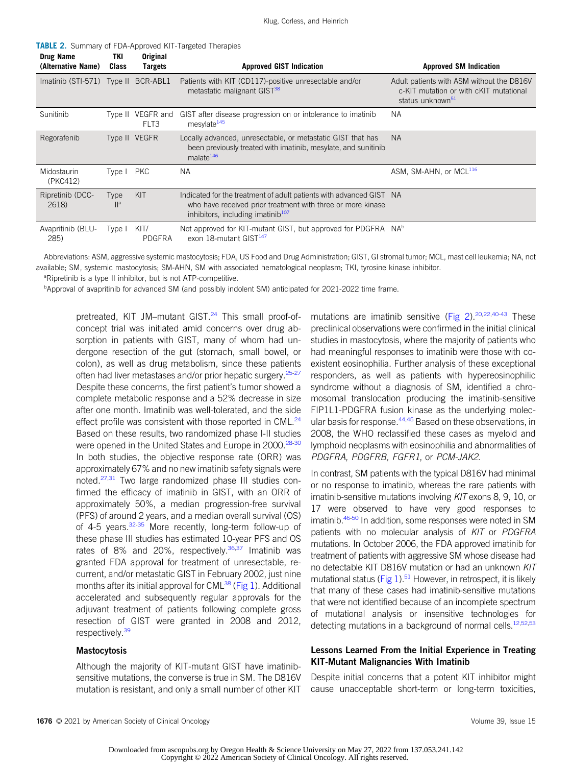**TABLE 2.** Summary of FDA-Approved KIT-Targeted Therapies

| Drug Name (Alternative Name) | TKI Class | Original Targets | Approved GIST Indication | Approved SM Indication |
|---|---|---|---|---|
| Imatinib (STI-571) | Type II | BCR-ABL1 | Patients with KIT (CD117)-positive unresectable and/or metastatic malignant GIST[38] | Adult patients with ASM without the D816V c-KIT mutation or with cKIT mutational status unknown[51] |
| Sunitinib | Type II | VEGFR and FLT3 | GIST after disease progression on or intolerance to imatinib mesylate[145] | NA |
| Regorafenib | Type II | VEGFR | Locally advanced, unresectable, or metastatic GIST that has been previously treated with imatinib, mesylate, and sunitinib malate[146] | NA |
| Midostaurin (PKC412) | Type I | PKC | NA | ASM, SM-AHN, or MCL[116] |
| Ripretinib (DCC-2618) | Type II[a] | KIT | Indicated for the treatment of adult patients with advanced GIST who have received prior treatment with three or more kinase inhibitors, including imatinib[107] | NA |
| Avapritinib (BLU-285) | Type I | KIT/ PDGFRA | Not approved for KIT-mutant GIST, but approved for PDGFRA exon 18-mutant GIST[147] | NA[b] |

Abbreviations: ASM, aggressive systemic mastocytosis; FDA, US Food and Drug Administration; GIST, GI stromal tumor; MCL, mast cell leukemia; NA, not available; SM, systemic mastocytosis; SM-AHN, SM with associated hematological neoplasm; TKI, tyrosine kinase inhibitor.

[a]Ripretinib is a type II inhibitor, but is not ATP-competitive.

[b]Approval of avapritinib for advanced SM (and possibly indolent SM) anticipated for 2021-2022 time frame.

pretreated, KIT JM–mutant GIST.[24] This small proof-of-concept trial was initiated amid concerns over drug absorption in patients with GIST, many of whom had undergone resection of the gut (stomach, small bowel, or colon), as well as drug metabolism, since these patients often had liver metastases and/or prior hepatic surgery.[25-27] Despite these concerns, the first patient's tumor showed a complete metabolic response and a 52% decrease in size after one month. Imatinib was well-tolerated, and the side effect profile was consistent with those reported in CML.[24] Based on these results, two randomized phase I-II studies were opened in the United States and Europe in 2000.[28-30] In both studies, the objective response rate (ORR) was approximately 67% and no new imatinib safety signals were noted.[27,31] Two large randomized phase III studies confirmed the efficacy of imatinib in GIST, with an ORR of approximately 50%, a median progression-free survival (PFS) of around 2 years, and a median overall survival (OS) of 4-5 years.[32-35] More recently, long-term follow-up of these phase III studies has estimated 10-year PFS and OS rates of 8% and 20%, respectively.[36,37] Imatinib was granted FDA approval for treatment of unresectable, recurrent, and/or metastatic GIST in February 2002, just nine months after its initial approval for CML[38] (Fig 1). Additional accelerated and subsequently regular approvals for the adjuvant treatment of patients following complete gross resection of GIST were granted in 2008 and 2012, respectively.[39]

### Mastocytosis

Although the majority of KIT-mutant GIST have imatinib-sensitive mutations, the converse is true in SM. The D816V mutation is resistant, and only a small number of other KIT mutations are imatinib sensitive (Fig 2).[20,22,40-43] These preclinical observations were confirmed in the initial clinical studies in mastocytosis, where the majority of patients who had meaningful responses to imatinib were those with co-existent eosinophilia. Further analysis of these exceptional responders, as well as patients with hypereosinophilic syndrome without a diagnosis of SM, identified a chromosomal translocation producing the imatinib-sensitive FIP1L1-PDGFRA fusion kinase as the underlying molecular basis for response.[44,45] Based on these observations, in 2008, the WHO reclassified these cases as myeloid and lymphoid neoplasms with eosinophilia and abnormalities of *PDGFRA, PDGFRB, FGFR1*, or *PCM-JAK2*.

In contrast, SM patients with the typical D816V had minimal or no response to imatinib, whereas the rare patients with imatinib-sensitive mutations involving *KIT* exons 8, 9, 10, or 17 were observed to have very good responses to imatinib.[46-50] In addition, some responses were noted in SM patients with no molecular analysis of *KIT* or *PDGFRA* mutations. In October 2006, the FDA approved imatinib for treatment of patients with aggressive SM whose disease had no detectable KIT D816V mutation or had an unknown *KIT* mutational status (Fig 1).[51] However, in retrospect, it is likely that many of these cases had imatinib-sensitive mutations that were not identified because of an incomplete spectrum of mutational analysis or insensitive technologies for detecting mutations in a background of normal cells.[12,52,53]

### Lessons Learned From the Initial Experience in Treating KIT-Mutant Malignancies With Imatinib

Despite initial concerns that a potent KIT inhibitor might cause unacceptable short-term or long-term toxicities,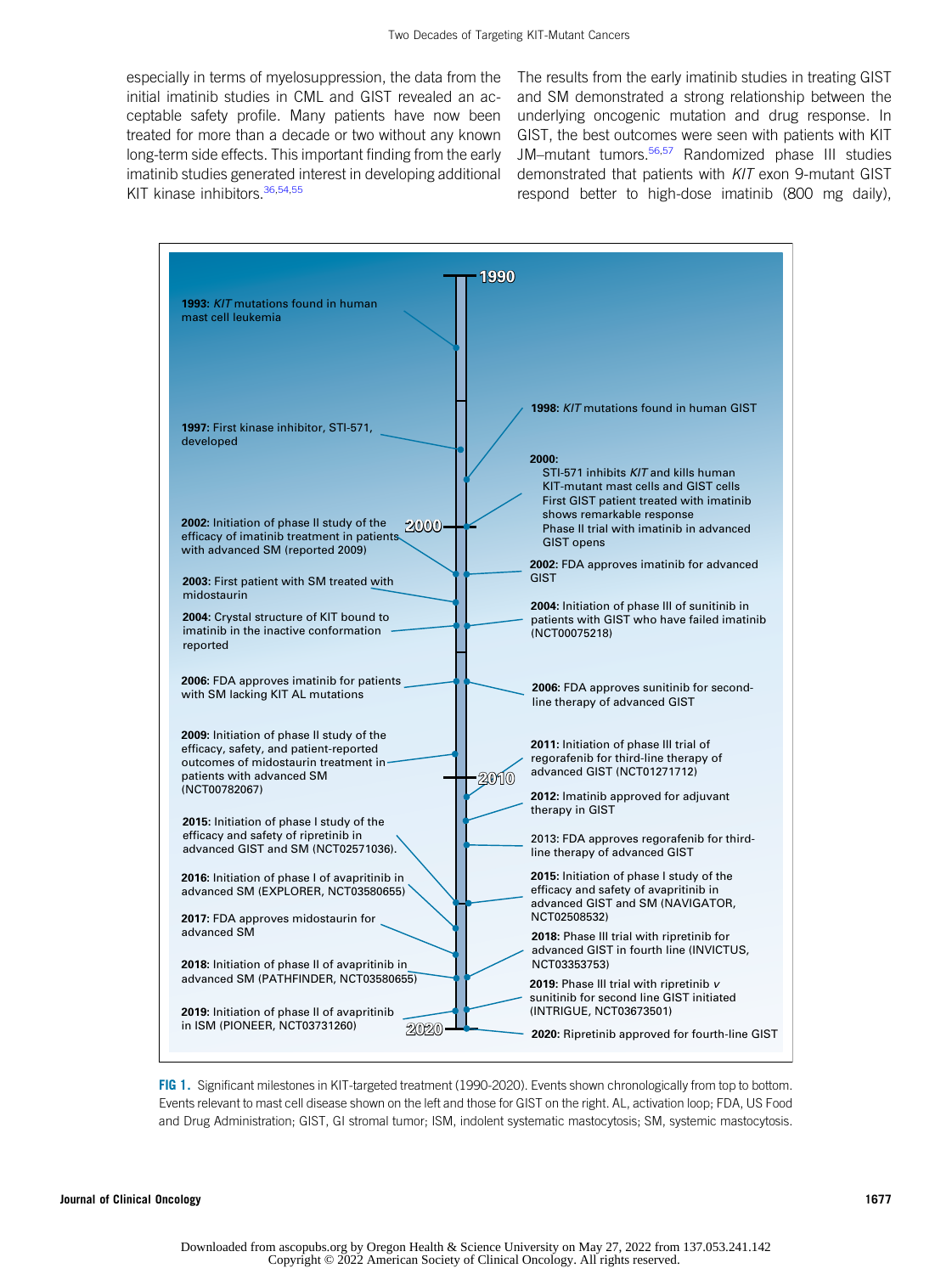especially in terms of myelosuppression, the data from the initial imatinib studies in CML and GIST revealed an acceptable safety profile. Many patients have now been treated for more than a decade or two without any known long-term side effects. This important finding from the early imatinib studies generated interest in developing additional KIT kinase inhibitors.[36,54,55]

The results from the early imatinib studies in treating GIST and SM demonstrated a strong relationship between the underlying oncogenic mutation and drug response. In GIST, the best outcomes were seen with patients with KIT JM–mutant tumors.[56,57] Randomized phase III studies demonstrated that patients with *KIT* exon 9-mutant GIST respond better to high-dose imatinib (800 mg daily),

**1990**

**1993:** *KIT* mutations found in human mast cell leukemia

**1997:** First kinase inhibitor, STI-571, developed

**1998:** *KIT* mutations found in human GIST

**2000:**
- STI-571 inhibits *KIT* and kills human KIT-mutant mast cells and GIST cells
- First GIST patient treated with imatinib shows remarkable response
- Phase II trial with imatinib in advanced GIST opens

**2000**

**2002:** Initiation of phase II study of the efficacy of imatinib treatment in patients with advanced SM (reported 2009)

**2002:** FDA approves imatinib for advanced GIST

**2003:** First patient with SM treated with midostaurin

**2004:** Crystal structure of KIT bound to imatinib in the inactive conformation reported

**2004:** Initiation of phase III of sunitinib in patients with GIST who have failed imatinib (NCT00075218)

**2006:** FDA approves imatinib for patients with SM lacking KIT AL mutations

**2006:** FDA approves sunitinib for second-line therapy of advanced GIST

**2009:** Initiation of phase II study of the efficacy, safety, and patient-reported outcomes of midostaurin treatment in patients with advanced SM (NCT00782067)

**2010**

**2011:** Initiation of phase III trial of regorafenib for third-line therapy of advanced GIST (NCT01271712)

**2012:** Imatinib approved for adjuvant therapy in GIST

2013: FDA approves regorafenib for third-line therapy of advanced GIST

**2015:** Initiation of phase I study of the efficacy and safety of ripretinib in advanced GIST and SM (NCT02571036).

**2015:** Initiation of phase I study of the efficacy and safety of avapritinib in advanced GIST and SM (NAVIGATOR, NCT02508532)

**2016:** Initiation of phase I of avapritinib in advanced SM (EXPLORER, NCT03580655)

**2017:** FDA approves midostaurin for advanced SM

**2018:** Phase III trial with ripretinib for advanced GIST in fourth line (INVICTUS, NCT03353753)

**2018:** Initiation of phase II of avapritinib in advanced SM (PATHFINDER, NCT03580655)

**2019:** Phase III trial with ripretinib *v* sunitinib for second line GIST initiated (INTRIGUE, NCT03673501)

**2019:** Initiation of phase II of avapritinib in ISM (PIONEER, NCT03731260)

**2020**

**2020:** Ripretinib approved for fourth-line GIST

**FIG 1.** Significant milestones in KIT-targeted treatment (1990-2020). Events shown chronologically from top to bottom. Events relevant to mast cell disease shown on the left and those for GIST on the right. AL, activation loop; FDA, US Food and Drug Administration; GIST, GI stromal tumor; ISM, indolent systematic mastocytosis; SM, systemic mastocytosis.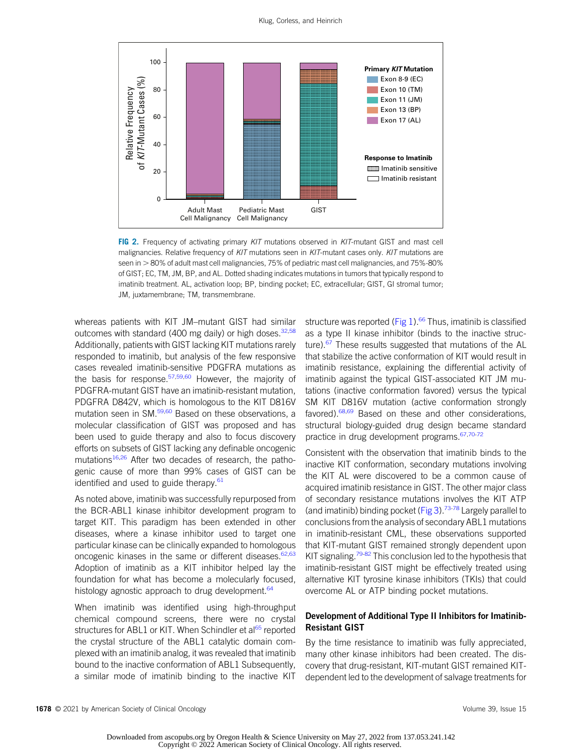FIG 2. Frequency of activating primary *KIT* mutations observed in *KIT*-mutant GIST and mast cell malignancies. Relative frequency of *KIT* mutations seen in *KIT*-mutant cases only. *KIT* mutations are seen in > 80% of adult mast cell malignancies, 75% of pediatric mast cell malignancies, and 75%-80% of GIST; EC, TM, JM, BP, and AL. Dotted shading indicates mutations in tumors that typically respond to imatinib treatment. AL, activation loop; BP, binding pocket; EC, extracellular; GIST, GI stromal tumor; JM, juxtamembrane; TM, transmembrane.

whereas patients with KIT JM–mutant GIST had similar outcomes with standard (400 mg daily) or high doses.[32,58] Additionally, patients with GIST lacking KIT mutations rarely responded to imatinib, but analysis of the few responsive cases revealed imatinib-sensitive PDGFRA mutations as the basis for response.[57,59,60] However, the majority of PDGFRA-mutant GIST have an imatinib-resistant mutation, PDGFRA D842V, which is homologous to the KIT D816V mutation seen in SM.[59,60] Based on these observations, a molecular classification of GIST was proposed and has been used to guide therapy and also to focus discovery efforts on subsets of GIST lacking any definable oncogenic mutations[16,26] After two decades of research, the pathogenic cause of more than 99% cases of GIST can be identified and used to guide therapy.[61]

As noted above, imatinib was successfully repurposed from the BCR-ABL1 kinase inhibitor development program to target KIT. This paradigm has been extended in other diseases, where a kinase inhibitor used to target one particular kinase can be clinically expanded to homologous oncogenic kinases in the same or different diseases.[62,63] Adoption of imatinib as a KIT inhibitor helped lay the foundation for what has become a molecularly focused, histology agnostic approach to drug development.[64]

When imatinib was identified using high-throughput chemical compound screens, there were no crystal structures for ABL1 or KIT. When Schindler et al[65] reported the crystal structure of the ABL1 catalytic domain complexed with an imatinib analog, it was revealed that imatinib bound to the inactive conformation of ABL1 Subsequently, a similar mode of imatinib binding to the inactive KIT structure was reported (Fig 1).[66] Thus, imatinib is classified as a type II kinase inhibitor (binds to the inactive structure).[67] These results suggested that mutations of the AL that stabilize the active conformation of KIT would result in imatinib resistance, explaining the differential activity of imatinib against the typical GIST-associated KIT JM mutations (inactive conformation favored) versus the typical SM KIT D816V mutation (active conformation strongly favored).[68,69] Based on these and other considerations, structural biology-guided drug design became standard practice in drug development programs.[67,70-72]

Consistent with the observation that imatinib binds to the inactive KIT conformation, secondary mutations involving the KIT AL were discovered to be a common cause of acquired imatinib resistance in GIST. The other major class of secondary resistance mutations involves the KIT ATP (and imatinib) binding pocket (Fig 3).[73-78] Largely parallel to conclusions from the analysis of secondary ABL1 mutations in imatinib-resistant CML, these observations supported that KIT-mutant GIST remained strongly dependent upon KIT signaling.[79-82] This conclusion led to the hypothesis that imatinib-resistant GIST might be effectively treated using alternative KIT tyrosine kinase inhibitors (TKIs) that could overcome AL or ATP binding pocket mutations.

### Development of Additional Type II Inhibitors for Imatinib-Resistant GIST

By the time resistance to imatinib was fully appreciated, many other kinase inhibitors had been created. The discovery that drug-resistant, KIT-mutant GIST remained KIT-dependent led to the development of salvage treatments for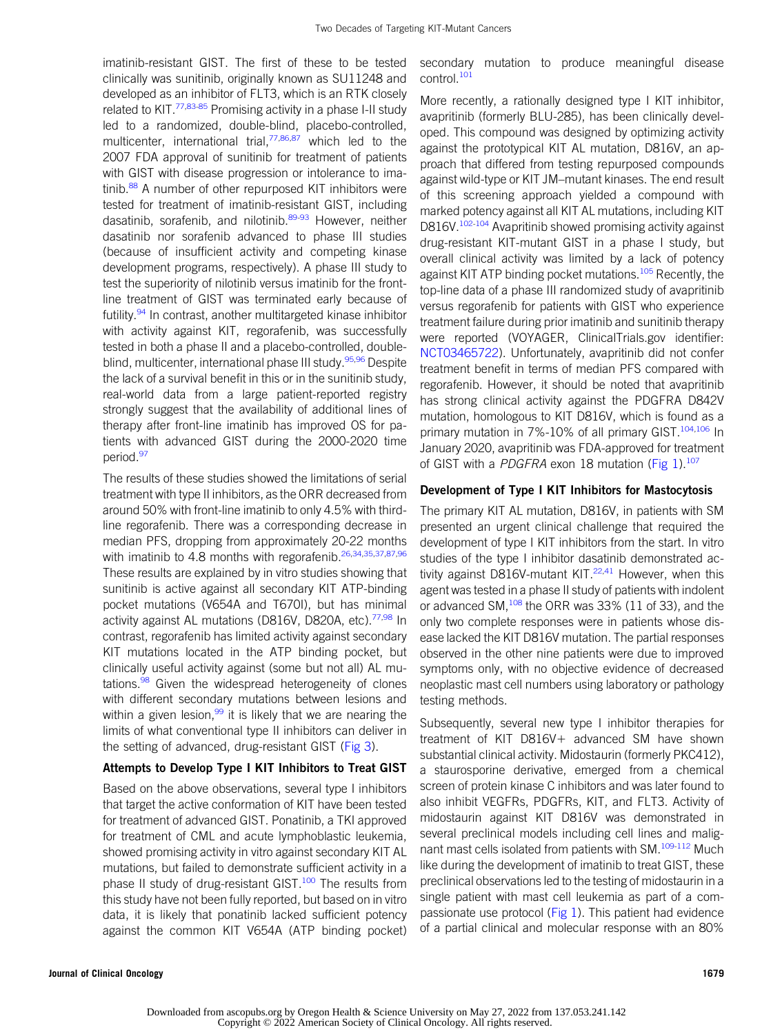imatinib-resistant GIST. The first of these to be tested clinically was sunitinib, originally known as SU11248 and developed as an inhibitor of FLT3, which is an RTK closely related to KIT.[77,83-85] Promising activity in a phase I-II study led to a randomized, double-blind, placebo-controlled, multicenter, international trial,[77,86,87] which led to the 2007 FDA approval of sunitinib for treatment of patients with GIST with disease progression or intolerance to imatinib.[88] A number of other repurposed KIT inhibitors were tested for treatment of imatinib-resistant GIST, including dasatinib, sorafenib, and nilotinib.[89-93] However, neither dasatinib nor sorafenib advanced to phase III studies (because of insufficient activity and competing kinase development programs, respectively). A phase III study to test the superiority of nilotinib versus imatinib for the front-line treatment of GIST was terminated early because of futility.[94] In contrast, another multitargeted kinase inhibitor with activity against KIT, regorafenib, was successfully tested in both a phase II and a placebo-controlled, double-blind, multicenter, international phase III study.[95,96] Despite the lack of a survival benefit in this or in the sunitinib study, real-world data from a large patient-reported registry strongly suggest that the availability of additional lines of therapy after front-line imatinib has improved OS for patients with advanced GIST during the 2000-2020 time period.[97]

The results of these studies showed the limitations of serial treatment with type II inhibitors, as the ORR decreased from around 50% with front-line imatinib to only 4.5% with third-line regorafenib. There was a corresponding decrease in median PFS, dropping from approximately 20-22 months with imatinib to 4.8 months with regorafenib.[26,34,35,37,87,96] These results are explained by in vitro studies showing that sunitinib is active against all secondary KIT ATP-binding pocket mutations (V654A and T670I), but has minimal activity against AL mutations (D816V, D820A, etc).[77,98] In contrast, regorafenib has limited activity against secondary KIT mutations located in the ATP binding pocket, but clinically useful activity against (some but not all) AL mutations.[98] Given the widespread heterogeneity of clones with different secondary mutations between lesions and within a given lesion,[99] it is likely that we are nearing the limits of what conventional type II inhibitors can deliver in the setting of advanced, drug-resistant GIST (Fig 3).

### Attempts to Develop Type I KIT Inhibitors to Treat GIST

Based on the above observations, several type I inhibitors that target the active conformation of KIT have been tested for treatment of advanced GIST. Ponatinib, a TKI approved for treatment of CML and acute lymphoblastic leukemia, showed promising activity in vitro against secondary KIT AL mutations, but failed to demonstrate sufficient activity in a phase II study of drug-resistant GIST.[100] The results from this study have not been fully reported, but based on in vitro data, it is likely that ponatinib lacked sufficient potency against the common KIT V654A (ATP binding pocket) secondary mutation to produce meaningful disease control.[101]

More recently, a rationally designed type I KIT inhibitor, avapritinib (formerly BLU-285), has been clinically developed. This compound was designed by optimizing activity against the prototypical KIT AL mutation, D816V, an approach that differed from testing repurposed compounds against wild-type or KIT JM–mutant kinases. The end result of this screening approach yielded a compound with marked potency against all KIT AL mutations, including KIT D816V.[102-104] Avapritinib showed promising activity against drug-resistant KIT-mutant GIST in a phase I study, but overall clinical activity was limited by a lack of potency against KIT ATP binding pocket mutations.[105] Recently, the top-line data of a phase III randomized study of avapritinib versus regorafenib for patients with GIST who experience treatment failure during prior imatinib and sunitinib therapy were reported (VOYAGER, ClinicalTrials.gov identifier: NCT03465722). Unfortunately, avapritinib did not confer treatment benefit in terms of median PFS compared with regorafenib. However, it should be noted that avapritinib has strong clinical activity against the PDGFRA D842V mutation, homologous to KIT D816V, which is found as a primary mutation in 7%-10% of all primary GIST.[104,106] In January 2020, avapritinib was FDA-approved for treatment of GIST with a *PDGFRA* exon 18 mutation (Fig 1).[107]

### Development of Type I KIT Inhibitors for Mastocytosis

The primary KIT AL mutation, D816V, in patients with SM presented an urgent clinical challenge that required the development of type I KIT inhibitors from the start. In vitro studies of the type I inhibitor dasatinib demonstrated activity against D816V-mutant KIT.[22,41] However, when this agent was tested in a phase II study of patients with indolent or advanced SM,[108] the ORR was 33% (11 of 33), and the only two complete responses were in patients whose disease lacked the KIT D816V mutation. The partial responses observed in the other nine patients were due to improved symptoms only, with no objective evidence of decreased neoplastic mast cell numbers using laboratory or pathology testing methods.

Subsequently, several new type I inhibitor therapies for treatment of KIT D816V+ advanced SM have shown substantial clinical activity. Midostaurin (formerly PKC412), a staurosporine derivative, emerged from a chemical screen of protein kinase C inhibitors and was later found to also inhibit VEGFRs, PDGFRs, KIT, and FLT3. Activity of midostaurin against KIT D816V was demonstrated in several preclinical models including cell lines and malignant mast cells isolated from patients with SM.[109-112] Much like during the development of imatinib to treat GIST, these preclinical observations led to the testing of midostaurin in a single patient with mast cell leukemia as part of a compassionate use protocol (Fig 1). This patient had evidence of a partial clinical and molecular response with an 80%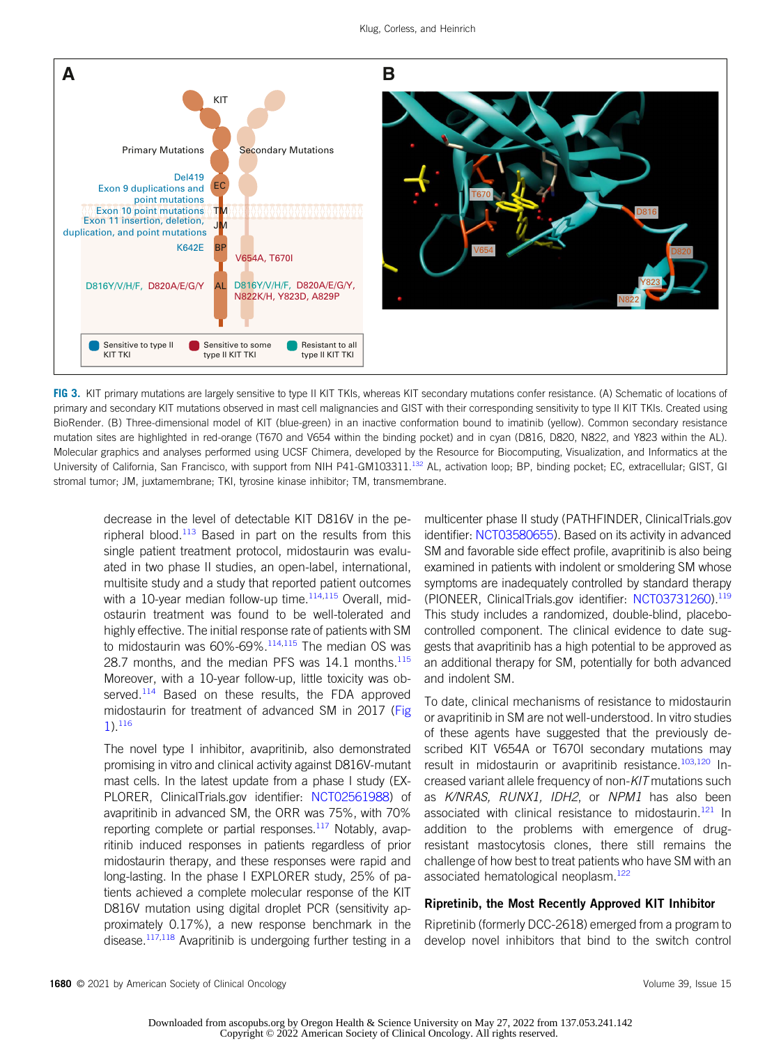**FIG 3.** KIT primary mutations are largely sensitive to type II KIT TKIs, whereas KIT secondary mutations confer resistance. (A) Schematic of locations of primary and secondary KIT mutations observed in mast cell malignancies and GIST with their corresponding sensitivity to type II KIT TKIs. Created using BioRender. (B) Three-dimensional model of KIT (blue-green) in an inactive conformation bound to imatinib (yellow). Common secondary resistance mutation sites are highlighted in red-orange (T670 and V654 within the binding pocket) and in cyan (D816, D820, N822, and Y823 within the AL). Molecular graphics and analyses performed using UCSF Chimera, developed by the Resource for Biocomputing, Visualization, and Informatics at the University of California, San Francisco, with support from NIH P41-GM103311.[132] AL, activation loop; BP, binding pocket; EC, extracellular; GIST, GI stromal tumor; JM, juxtamembrane; TKI, tyrosine kinase inhibitor; TM, transmembrane.

decrease in the level of detectable KIT D816V in the peripheral blood.[113] Based in part on the results from this single patient treatment protocol, midostaurin was evaluated in two phase II studies, an open-label, international, multisite study and a study that reported patient outcomes with a 10-year median follow-up time.[114,115] Overall, midostaurin treatment was found to be well-tolerated and highly effective. The initial response rate of patients with SM to midostaurin was 60%-69%.[114,115] The median OS was 28.7 months, and the median PFS was 14.1 months.[115] Moreover, with a 10-year follow-up, little toxicity was observed.[114] Based on these results, the FDA approved midostaurin for treatment of advanced SM in 2017 (Fig 1).[116]

The novel type I inhibitor, avapritinib, also demonstrated promising in vitro and clinical activity against D816V-mutant mast cells. In the latest update from a phase I study (EXPLORER, ClinicalTrials.gov identifier: NCT02561988) of avapritinib in advanced SM, the ORR was 75%, with 70% reporting complete or partial responses.[117] Notably, avapritinib induced responses in patients regardless of prior midostaurin therapy, and these responses were rapid and long-lasting. In the phase I EXPLORER study, 25% of patients achieved a complete molecular response of the KIT D816V mutation using digital droplet PCR (sensitivity approximately 0.17%), a new response benchmark in the disease.[117,118] Avapritinib is undergoing further testing in a multicenter phase II study (PATHFINDER, ClinicalTrials.gov identifier: NCT03580655). Based on its activity in advanced SM and favorable side effect profile, avapritinib is also being examined in patients with indolent or smoldering SM whose symptoms are inadequately controlled by standard therapy (PIONEER, ClinicalTrials.gov identifier: NCT03731260).[119] This study includes a randomized, double-blind, placebo-controlled component. The clinical evidence to date suggests that avapritinib has a high potential to be approved as an additional therapy for SM, potentially for both advanced and indolent SM.

To date, clinical mechanisms of resistance to midostaurin or avapritinib in SM are not well-understood. In vitro studies of these agents have suggested that the previously described KIT V654A or T670I secondary mutations may result in midostaurin or avapritinib resistance.[103,120] Increased variant allele frequency of non-*KIT* mutations such as *K/NRAS, RUNX1, IDH2*, or *NPM1* has also been associated with clinical resistance to midostaurin.[121] In addition to the problems with emergence of drug-resistant mastocytosis clones, there still remains the challenge of how best to treat patients who have SM with an associated hematological neoplasm.[122]

### Ripretinib, the Most Recently Approved KIT Inhibitor

Ripretinib (formerly DCC-2618) emerged from a program to develop novel inhibitors that bind to the switch control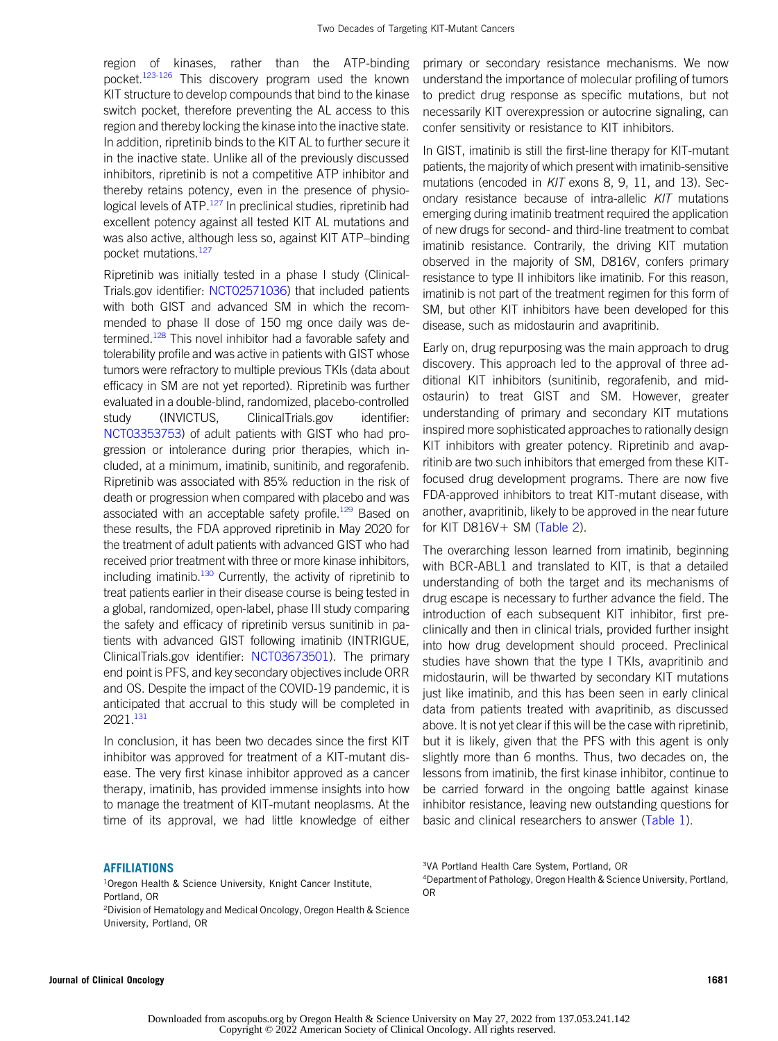region of kinases, rather than the ATP-binding pocket.[123-126] This discovery program used the known KIT structure to develop compounds that bind to the kinase switch pocket, therefore preventing the AL access to this region and thereby locking the kinase into the inactive state. In addition, ripretinib binds to the KIT AL to further secure it in the inactive state. Unlike all of the previously discussed inhibitors, ripretinib is not a competitive ATP inhibitor and thereby retains potency, even in the presence of physiological levels of ATP.[127] In preclinical studies, ripretinib had excellent potency against all tested KIT AL mutations and was also active, although less so, against KIT ATP–binding pocket mutations.[127]

Ripretinib was initially tested in a phase I study (ClinicalTrials.gov identifier: NCT02571036) that included patients with both GIST and advanced SM in which the recommended to phase II dose of 150 mg once daily was determined.[128] This novel inhibitor had a favorable safety and tolerability profile and was active in patients with GIST whose tumors were refractory to multiple previous TKIs (data about efficacy in SM are not yet reported). Ripretinib was further evaluated in a double-blind, randomized, placebo-controlled study (INVICTUS, ClinicalTrials.gov identifier: NCT03353753) of adult patients with GIST who had progression or intolerance during prior therapies, which included, at a minimum, imatinib, sunitinib, and regorafenib. Ripretinib was associated with 85% reduction in the risk of death or progression when compared with placebo and was associated with an acceptable safety profile.[129] Based on these results, the FDA approved ripretinib in May 2020 for the treatment of adult patients with advanced GIST who had received prior treatment with three or more kinase inhibitors, including imatinib.[130] Currently, the activity of ripretinib to treat patients earlier in their disease course is being tested in a global, randomized, open-label, phase III study comparing the safety and efficacy of ripretinib versus sunitinib in patients with advanced GIST following imatinib (INTRIGUE, ClinicalTrials.gov identifier: NCT03673501). The primary end point is PFS, and key secondary objectives include ORR and OS. Despite the impact of the COVID-19 pandemic, it is anticipated that accrual to this study will be completed in 2021.[131]

In conclusion, it has been two decades since the first KIT inhibitor was approved for treatment of a KIT-mutant disease. The very first kinase inhibitor approved as a cancer therapy, imatinib, has provided immense insights into how to manage the treatment of KIT-mutant neoplasms. At the time of its approval, we had little knowledge of either primary or secondary resistance mechanisms. We now understand the importance of molecular profiling of tumors to predict drug response as specific mutations, but not necessarily KIT overexpression or autocrine signaling, can confer sensitivity or resistance to KIT inhibitors.

In GIST, imatinib is still the first-line therapy for KIT-mutant patients, the majority of which present with imatinib-sensitive mutations (encoded in *KIT* exons 8, 9, 11, and 13). Secondary resistance because of intra-allelic *KIT* mutations emerging during imatinib treatment required the application of new drugs for second- and third-line treatment to combat imatinib resistance. Contrarily, the driving KIT mutation observed in the majority of SM, D816V, confers primary resistance to type II inhibitors like imatinib. For this reason, imatinib is not part of the treatment regimen for this form of SM, but other KIT inhibitors have been developed for this disease, such as midostaurin and avapritinib.

Early on, drug repurposing was the main approach to drug discovery. This approach led to the approval of three additional KIT inhibitors (sunitinib, regorafenib, and midostaurin) to treat GIST and SM. However, greater understanding of primary and secondary KIT mutations inspired more sophisticated approaches to rationally design KIT inhibitors with greater potency. Ripretinib and avapritinib are two such inhibitors that emerged from these KIT-focused drug development programs. There are now five FDA-approved inhibitors to treat KIT-mutant disease, with another, avapritinib, likely to be approved in the near future for KIT D816V+ SM (Table 2).

The overarching lesson learned from imatinib, beginning with BCR-ABL1 and translated to KIT, is that a detailed understanding of both the target and its mechanisms of drug escape is necessary to further advance the field. The introduction of each subsequent KIT inhibitor, first preclinically and then in clinical trials, provided further insight into how drug development should proceed. Preclinical studies have shown that the type I TKIs, avapritinib and midostaurin, will be thwarted by secondary KIT mutations just like imatinib, and this has been seen in early clinical data from patients treated with avapritinib, as discussed above. It is not yet clear if this will be the case with ripretinib, but it is likely, given that the PFS with this agent is only slightly more than 6 months. Thus, two decades on, the lessons from imatinib, the first kinase inhibitor, continue to be carried forward in the ongoing battle against kinase inhibitor resistance, leaving new outstanding questions for basic and clinical researchers to answer (Table 1).

## AFFILIATIONS

[1]Oregon Health & Science University, Knight Cancer Institute, Portland, OR

[2]Division of Hematology and Medical Oncology, Oregon Health & Science University, Portland, OR

[3]VA Portland Health Care System, Portland, OR

[4]Department of Pathology, Oregon Health & Science University, Portland, OR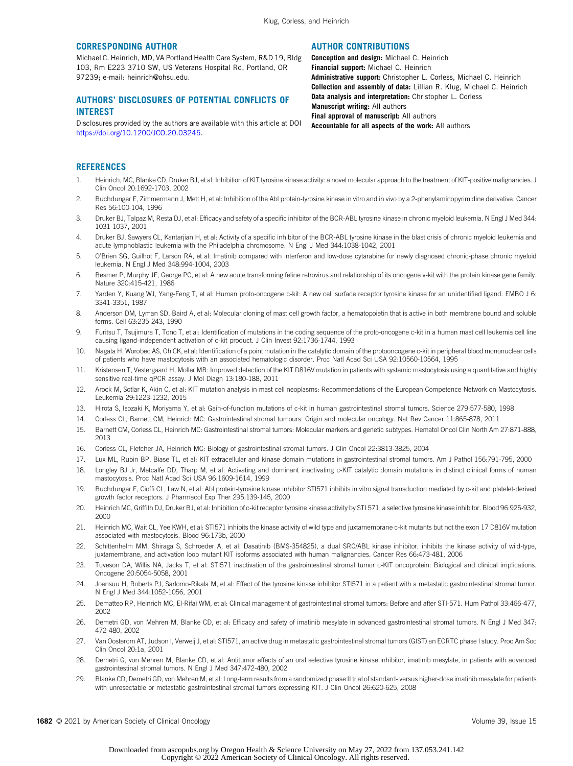## CORRESPONDING AUTHOR

Michael C. Heinrich, MD, VA Portland Health Care System, R&D 19, Bldg 103, Rm E223 3710 SW, US Veterans Hospital Rd, Portland, OR 97239; e-mail: heinrich@ohsu.edu.

## AUTHORS' DISCLOSURES OF POTENTIAL CONFLICTS OF INTEREST

Disclosures provided by the authors are available with this article at DOI https://doi.org/10.1200/JCO.20.03245.

## AUTHOR CONTRIBUTIONS

**Conception and design:** Michael C. Heinrich
**Financial support:** Michael C. Heinrich
**Administrative support:** Christopher L. Corless, Michael C. Heinrich
**Collection and assembly of data:** Lillian R. Klug, Michael C. Heinrich
**Data analysis and interpretation:** Christopher L. Corless
**Manuscript writing:** All authors
**Final approval of manuscript:** All authors
**Accountable for all aspects of the work:** All authors

## REFERENCES

1. Heinrich, MC, Blanke CD, Druker BJ, et al: Inhibition of KIT tyrosine kinase activity: a novel molecular approach to the treatment of KIT-positive malignancies. J Clin Oncol 20:1692-1703, 2002
2. Buchdunger E, Zimmermann J, Mett H, et al: Inhibition of the Abl protein-tyrosine kinase in vitro and in vivo by a 2-phenylaminopyrimidine derivative. Cancer Res 56:100-104, 1996
3. Druker BJ, Talpaz M, Resta DJ, et al: Efficacy and safety of a specific inhibitor of the BCR-ABL tyrosine kinase in chronic myeloid leukemia. N Engl J Med 344: 1031-1037, 2001
4. Druker BJ, Sawyers CL, Kantarjian H, et al: Activity of a specific inhibitor of the BCR-ABL tyrosine kinase in the blast crisis of chronic myeloid leukemia and acute lymphoblastic leukemia with the Philadelphia chromosome. N Engl J Med 344:1038-1042, 2001
5. O'Brien SG, Guilhot F, Larson RA, et al: Imatinib compared with interferon and low-dose cytarabine for newly diagnosed chronic-phase chronic myeloid leukemia. N Engl J Med 348:994-1004, 2003
6. Besmer P, Murphy JE, George PC, et al: A new acute transforming feline retrovirus and relationship of its oncogene v-kit with the protein kinase gene family. Nature 320:415-421, 1986
7. Yarden Y, Kuang WJ, Yang-Feng T, et al: Human proto-oncogene c-kit: A new cell surface receptor tyrosine kinase for an unidentified ligand. EMBO J 6: 3341-3351, 1987
8. Anderson DM, Lyman SD, Baird A, et al: Molecular cloning of mast cell growth factor, a hematopoietin that is active in both membrane bound and soluble forms. Cell 63:235-243, 1990
9. Furitsu T, Tsujimura T, Tono T, et al: Identification of mutations in the coding sequence of the proto-oncogene c-kit in a human mast cell leukemia cell line causing ligand-independent activation of c-kit product. J Clin Invest 92:1736-1744, 1993
10. Nagata H, Worobec AS, Oh CK, et al: Identification of a point mutation in the catalytic domain of the protooncogene c-kit in peripheral blood mononuclear cells of patients who have mastocytosis with an associated hematologic disorder. Proc Natl Acad Sci USA 92:10560-10564, 1995
11. Kristensen T, Vestergaard H, Moller MB: Improved detection of the KIT D816V mutation in patients with systemic mastocytosis using a quantitative and highly sensitive real-time qPCR assay. J Mol Diagn 13:180-188, 2011
12. Arock M, Sotlar K, Akin C, et al: KIT mutation analysis in mast cell neoplasms: Recommendations of the European Competence Network on Mastocytosis. Leukemia 29:1223-1232, 2015
13. Hirota S, Isozaki K, Moriyama Y, et al: Gain-of-function mutations of c-kit in human gastrointestinal stromal tumors. Science 279:577-580, 1998
14. Corless CL, Barnett CM, Heinrich MC: Gastrointestinal stromal tumours: Origin and molecular oncology. Nat Rev Cancer 11:865-878, 2011
15. Barnett CM, Corless CL, Heinrich MC: Gastrointestinal stromal tumors: Molecular markers and genetic subtypes. Hematol Oncol Clin North Am 27:871-888, 2013
16. Corless CL, Fletcher JA, Heinrich MC: Biology of gastrointestinal stromal tumors. J Clin Oncol 22:3813-3825, 2004
17. Lux ML, Rubin BP, Biase TL, et al: KIT extracellular and kinase domain mutations in gastrointestinal stromal tumors. Am J Pathol 156:791-795, 2000
18. Longley BJ Jr, Metcalfe DD, Tharp M, et al: Activating and dominant inactivating c-KIT catalytic domain mutations in distinct clinical forms of human mastocytosis. Proc Natl Acad Sci USA 96:1609-1614, 1999
19. Buchdunger E, Cioffi CL, Law N, et al: Abl protein-tyrosine kinase inhibitor STI571 inhibits in vitro signal transduction mediated by c-kit and platelet-derived growth factor receptors. J Pharmacol Exp Ther 295:139-145, 2000
20. Heinrich MC, Griffith DJ, Druker BJ, et al: Inhibition of c-kit receptor tyrosine kinase activity by STI 571, a selective tyrosine kinase inhibitor. Blood 96:925-932, 2000
21. Heinrich MC, Wait CL, Yee KWH, et al: STI571 inhibits the kinase activity of wild type and juxtamembrane c-kit mutants but not the exon 17 D816V mutation associated with mastocytosis. Blood 96:173b, 2000
22. Schittenhelm MM, Shiraga S, Schroeder A, et al: Dasatinib (BMS-354825), a dual SRC/ABL kinase inhibitor, inhibits the kinase activity of wild-type, juxtamembrane, and activation loop mutant KIT isoforms associated with human malignancies. Cancer Res 66:473-481, 2006
23. Tuveson DA, Willis NA, Jacks T, et al: STI571 inactivation of the gastrointestinal stromal tumor c-KIT oncoprotein: Biological and clinical implications. Oncogene 20:5054-5058, 2001
24. Joensuu H, Roberts PJ, Sarlomo-Rikala M, et al: Effect of the tyrosine kinase inhibitor STI571 in a patient with a metastatic gastrointestinal stromal tumor. N Engl J Med 344:1052-1056, 2001
25. Dematteo RP, Heinrich MC, El-Rifai WM, et al: Clinical management of gastrointestinal stromal tumors: Before and after STI-571. Hum Pathol 33:466-477, 2002
26. Demetri GD, von Mehren M, Blanke CD, et al: Efficacy and safety of imatinib mesylate in advanced gastrointestinal stromal tumors. N Engl J Med 347: 472-480, 2002
27. Van Oosterom AT, Judson I, Verweij J, et al: STI571, an active drug in metastatic gastrointestinal stromal tumors (GIST) an EORTC phase I study. Proc Am Soc Clin Oncol 20:1a, 2001
28. Demetri G, von Mehren M, Blanke CD, et al: Antitumor effects of an oral selective tyrosine kinase inhibitor, imatinib mesylate, in patients with advanced gastrointestinal stromal tumors. N Engl J Med 347:472-480, 2002
29. Blanke CD, Demetri GD, von Mehren M, et al: Long-term results from a randomized phase II trial of standard- versus higher-dose imatinib mesylate for patients with unresectable or metastatic gastrointestinal stromal tumors expressing KIT. J Clin Oncol 26:620-625, 2008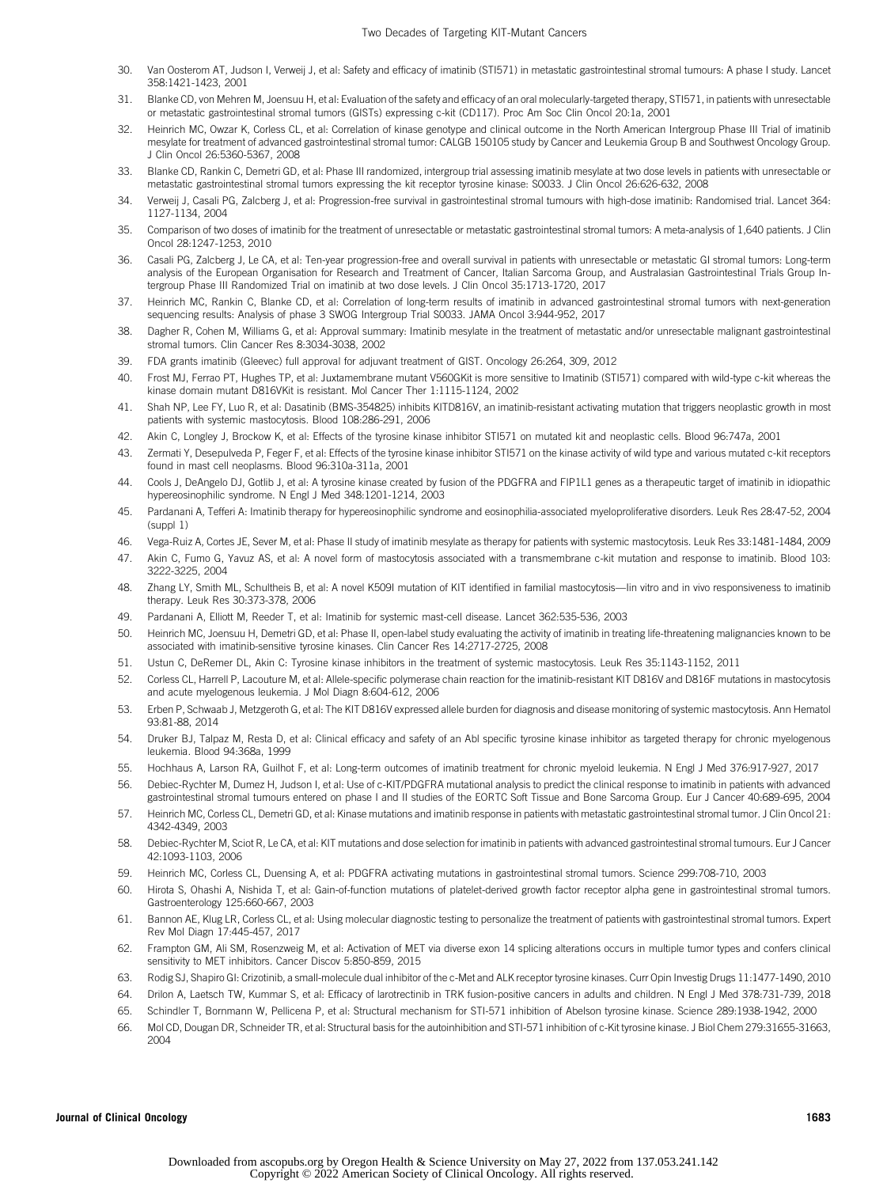30. Van Oosterom AT, Judson I, Verweij J, et al: Safety and efficacy of imatinib (STI571) in metastatic gastrointestinal stromal tumours: A phase I study. Lancet 358:1421-1423, 2001
31. Blanke CD, von Mehren M, Joensuu H, et al: Evaluation of the safety and efficacy of an oral molecularly-targeted therapy, STI571, in patients with unresectable or metastatic gastrointestinal stromal tumors (GISTs) expressing c-kit (CD117). Proc Am Soc Clin Oncol 20:1a, 2001
32. Heinrich MC, Owzar K, Corless CL, et al: Correlation of kinase genotype and clinical outcome in the North American Intergroup Phase III Trial of imatinib mesylate for treatment of advanced gastrointestinal stromal tumor: CALGB 150105 study by Cancer and Leukemia Group B and Southwest Oncology Group. J Clin Oncol 26:5360-5367, 2008
33. Blanke CD, Rankin C, Demetri GD, et al: Phase III randomized, intergroup trial assessing imatinib mesylate at two dose levels in patients with unresectable or metastatic gastrointestinal stromal tumors expressing the kit receptor tyrosine kinase: S0033. J Clin Oncol 26:626-632, 2008
34. Verweij J, Casali PG, Zalcberg J, et al: Progression-free survival in gastrointestinal stromal tumours with high-dose imatinib: Randomised trial. Lancet 364: 1127-1134, 2004
35. Comparison of two doses of imatinib for the treatment of unresectable or metastatic gastrointestinal stromal tumors: A meta-analysis of 1,640 patients. J Clin Oncol 28:1247-1253, 2010
36. Casali PG, Zalcberg J, Le CA, et al: Ten-year progression-free and overall survival in patients with unresectable or metastatic GI stromal tumors: Long-term analysis of the European Organisation for Research and Treatment of Cancer, Italian Sarcoma Group, and Australasian Gastrointestinal Trials Group Intergroup Phase III Randomized Trial on imatinib at two dose levels. J Clin Oncol 35:1713-1720, 2017
37. Heinrich MC, Rankin C, Blanke CD, et al: Correlation of long-term results of imatinib in advanced gastrointestinal stromal tumors with next-generation sequencing results: Analysis of phase 3 SWOG Intergroup Trial S0033. JAMA Oncol 3:944-952, 2017
38. Dagher R, Cohen M, Williams G, et al: Approval summary: Imatinib mesylate in the treatment of metastatic and/or unresectable malignant gastrointestinal stromal tumors. Clin Cancer Res 8:3034-3038, 2002
39. FDA grants imatinib (Gleevec) full approval for adjuvant treatment of GIST. Oncology 26:264, 309, 2012
40. Frost MJ, Ferrao PT, Hughes TP, et al: Juxtamembrane mutant V560GKit is more sensitive to Imatinib (STI571) compared with wild-type c-kit whereas the kinase domain mutant D816VKit is resistant. Mol Cancer Ther 1:1115-1124, 2002
41. Shah NP, Lee FY, Luo R, et al: Dasatinib (BMS-354825) inhibits KITD816V, an imatinib-resistant activating mutation that triggers neoplastic growth in most patients with systemic mastocytosis. Blood 108:286-291, 2006
42. Akin C, Longley J, Brockow K, et al: Effects of the tyrosine kinase inhibitor STI571 on mutated kit and neoplastic cells. Blood 96:747a, 2001
43. Zermati Y, Desepulveda P, Feger F, et al: Effects of the tyrosine kinase inhibitor STI571 on the kinase activity of wild type and various mutated c-kit receptors found in mast cell neoplasms. Blood 96:310a-311a, 2001
44. Cools J, DeAngelo DJ, Gotlib J, et al: A tyrosine kinase created by fusion of the PDGFRA and FIP1L1 genes as a therapeutic target of imatinib in idiopathic hypereosinophilic syndrome. N Engl J Med 348:1201-1214, 2003
45. Pardanani A, Tefferi A: Imatinib therapy for hypereosinophilic syndrome and eosinophilia-associated myeloproliferative disorders. Leuk Res 28:47-52, 2004 (suppl 1)
46. Vega-Ruiz A, Cortes JE, Sever M, et al: Phase II study of imatinib mesylate as therapy for patients with systemic mastocytosis. Leuk Res 33:1481-1484, 2009
47. Akin C, Fumo G, Yavuz AS, et al: A novel form of mastocytosis associated with a transmembrane c-kit mutation and response to imatinib. Blood 103: 3222-3225, 2004
48. Zhang LY, Smith ML, Schultheis B, et al: A novel K509I mutation of KIT identified in familial mastocytosis—Iin vitro and in vivo responsiveness to imatinib therapy. Leuk Res 30:373-378, 2006
49. Pardanani A, Elliott M, Reeder T, et al: Imatinib for systemic mast-cell disease. Lancet 362:535-536, 2003
50. Heinrich MC, Joensuu H, Demetri GD, et al: Phase II, open-label study evaluating the activity of imatinib in treating life-threatening malignancies known to be associated with imatinib-sensitive tyrosine kinases. Clin Cancer Res 14:2717-2725, 2008
51. Ustun C, DeRemer DL, Akin C: Tyrosine kinase inhibitors in the treatment of systemic mastocytosis. Leuk Res 35:1143-1152, 2011
52. Corless CL, Harrell P, Lacouture M, et al: Allele-specific polymerase chain reaction for the imatinib-resistant KIT D816V and D816F mutations in mastocytosis and acute myelogenous leukemia. J Mol Diagn 8:604-612, 2006
53. Erben P, Schwaab J, Metzgeroth G, et al: The KIT D816V expressed allele burden for diagnosis and disease monitoring of systemic mastocytosis. Ann Hematol 93:81-88, 2014
54. Druker BJ, Talpaz M, Resta D, et al: Clinical efficacy and safety of an Abl specific tyrosine kinase inhibitor as targeted therapy for chronic myelogenous leukemia. Blood 94:368a, 1999
55. Hochhaus A, Larson RA, Guilhot F, et al: Long-term outcomes of imatinib treatment for chronic myeloid leukemia. N Engl J Med 376:917-927, 2017
56. Debiec-Rychter M, Dumez H, Judson I, et al: Use of c-KIT/PDGFRA mutational analysis to predict the clinical response to imatinib in patients with advanced gastrointestinal stromal tumours entered on phase I and II studies of the EORTC Soft Tissue and Bone Sarcoma Group. Eur J Cancer 40:689-695, 2004
57. Heinrich MC, Corless CL, Demetri GD, et al: Kinase mutations and imatinib response in patients with metastatic gastrointestinal stromal tumor. J Clin Oncol 21: 4342-4349, 2003
58. Debiec-Rychter M, Sciot R, Le CA, et al: KIT mutations and dose selection for imatinib in patients with advanced gastrointestinal stromal tumours. Eur J Cancer 42:1093-1103, 2006
59. Heinrich MC, Corless CL, Duensing A, et al: PDGFRA activating mutations in gastrointestinal stromal tumors. Science 299:708-710, 2003
60. Hirota S, Ohashi A, Nishida T, et al: Gain-of-function mutations of platelet-derived growth factor receptor alpha gene in gastrointestinal stromal tumors. Gastroenterology 125:660-667, 2003
61. Bannon AE, Klug LR, Corless CL, et al: Using molecular diagnostic testing to personalize the treatment of patients with gastrointestinal stromal tumors. Expert Rev Mol Diagn 17:445-457, 2017
62. Frampton GM, Ali SM, Rosenzweig M, et al: Activation of MET via diverse exon 14 splicing alterations occurs in multiple tumor types and confers clinical sensitivity to MET inhibitors. Cancer Discov 5:850-859, 2015
63. Rodig SJ, Shapiro GI: Crizotinib, a small-molecule dual inhibitor of the c-Met and ALK receptor tyrosine kinases. Curr Opin Investig Drugs 11:1477-1490, 2010
64. Drilon A, Laetsch TW, Kummar S, et al: Efficacy of larotrectinib in TRK fusion-positive cancers in adults and children. N Engl J Med 378:731-739, 2018
65. Schindler T, Bornmann W, Pellicena P, et al: Structural mechanism for STI-571 inhibition of Abelson tyrosine kinase. Science 289:1938-1942, 2000
66. Mol CD, Dougan DR, Schneider TR, et al: Structural basis for the autoinhibition and STI-571 inhibition of c-Kit tyrosine kinase. J Biol Chem 279:31655-31663, 2004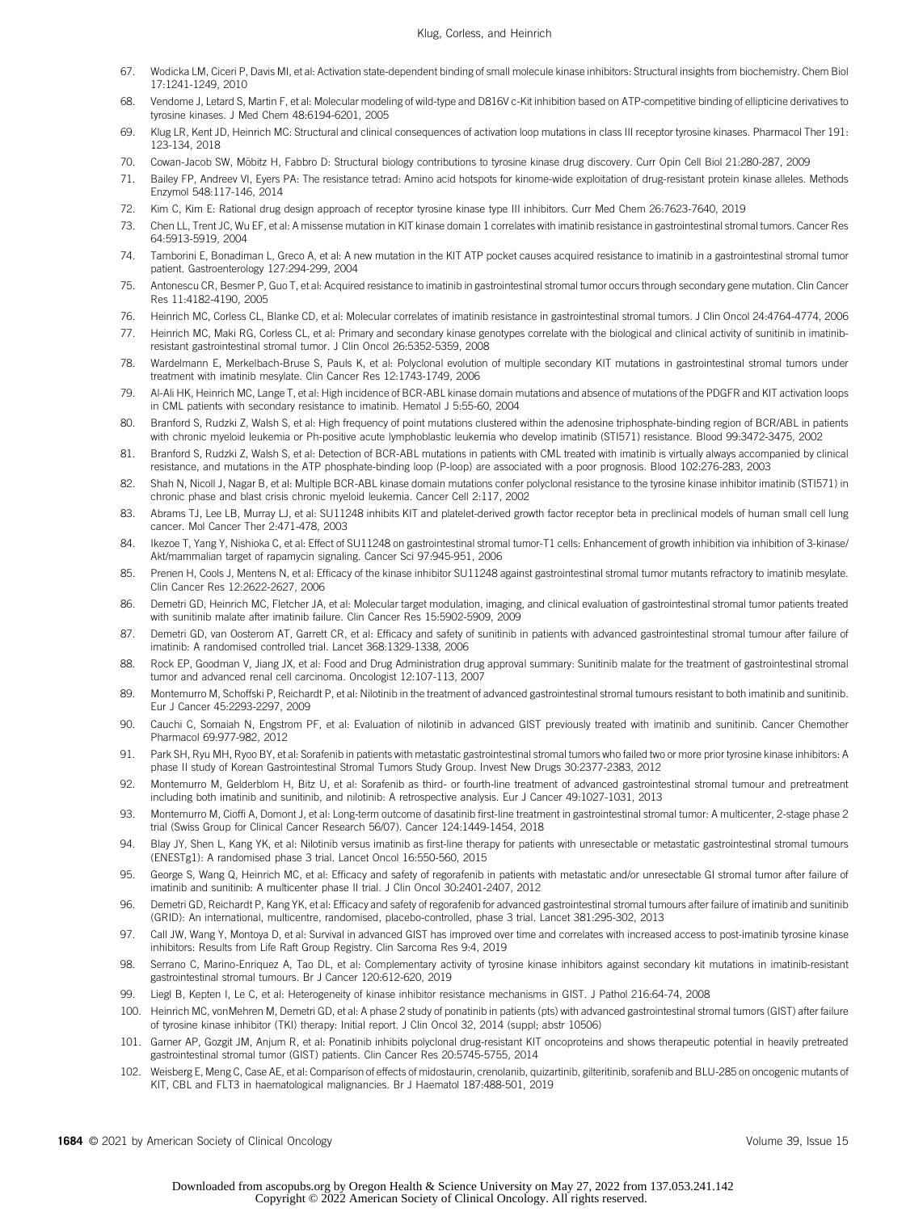67. Wodicka LM, Ciceri P, Davis MI, et al: Activation state-dependent binding of small molecule kinase inhibitors: Structural insights from biochemistry. Chem Biol 17:1241-1249, 2010
68. Vendome J, Letard S, Martin F, et al: Molecular modeling of wild-type and D816V c-Kit inhibition based on ATP-competitive binding of ellipticine derivatives to tyrosine kinases. J Med Chem 48:6194-6201, 2005
69. Klug LR, Kent JD, Heinrich MC: Structural and clinical consequences of activation loop mutations in class III receptor tyrosine kinases. Pharmacol Ther 191: 123-134, 2018
70. Cowan-Jacob SW, Möbitz H, Fabbro D: Structural biology contributions to tyrosine kinase drug discovery. Curr Opin Cell Biol 21:280-287, 2009
71. Bailey FP, Andreev VI, Eyers PA: The resistance tetrad: Amino acid hotspots for kinome-wide exploitation of drug-resistant protein kinase alleles. Methods Enzymol 548:117-146, 2014
72. Kim C, Kim E: Rational drug design approach of receptor tyrosine kinase type III inhibitors. Curr Med Chem 26:7623-7640, 2019
73. Chen LL, Trent JC, Wu EF, et al: A missense mutation in KIT kinase domain 1 correlates with imatinib resistance in gastrointestinal stromal tumors. Cancer Res 64:5913-5919, 2004
74. Tamborini E, Bonadiman L, Greco A, et al: A new mutation in the KIT ATP pocket causes acquired resistance to imatinib in a gastrointestinal stromal tumor patient. Gastroenterology 127:294-299, 2004
75. Antonescu CR, Besmer P, Guo T, et al: Acquired resistance to imatinib in gastrointestinal stromal tumor occurs through secondary gene mutation. Clin Cancer Res 11:4182-4190, 2005
76. Heinrich MC, Corless CL, Blanke CD, et al: Molecular correlates of imatinib resistance in gastrointestinal stromal tumors. J Clin Oncol 24:4764-4774, 2006
77. Heinrich MC, Maki RG, Corless CL, et al: Primary and secondary kinase genotypes correlate with the biological and clinical activity of sunitinib in imatinib-resistant gastrointestinal stromal tumor. J Clin Oncol 26:5352-5359, 2008
78. Wardelmann E, Merkelbach-Bruse S, Pauls K, et al: Polyclonal evolution of multiple secondary KIT mutations in gastrointestinal stromal tumors under treatment with imatinib mesylate. Clin Cancer Res 12:1743-1749, 2006
79. Al-Ali HK, Heinrich MC, Lange T, et al: High incidence of BCR-ABL kinase domain mutations and absence of mutations of the PDGFR and KIT activation loops in CML patients with secondary resistance to imatinib. Hematol J 5:55-60, 2004
80. Branford S, Rudzki Z, Walsh S, et al: High frequency of point mutations clustered within the adenosine triphosphate-binding region of BCR/ABL in patients with chronic myeloid leukemia or Ph-positive acute lymphoblastic leukemia who develop imatinib (STI571) resistance. Blood 99:3472-3475, 2002
81. Branford S, Rudzki Z, Walsh S, et al: Detection of BCR-ABL mutations in patients with CML treated with imatinib is virtually always accompanied by clinical resistance, and mutations in the ATP phosphate-binding loop (P-loop) are associated with a poor prognosis. Blood 102:276-283, 2003
82. Shah N, Nicoll J, Nagar B, et al: Multiple BCR-ABL kinase domain mutations confer polyclonal resistance to the tyrosine kinase inhibitor imatinib (STI571) in chronic phase and blast crisis chronic myeloid leukemia. Cancer Cell 2:117, 2002
83. Abrams TJ, Lee LB, Murray LJ, et al: SU11248 inhibits KIT and platelet-derived growth factor receptor beta in preclinical models of human small cell lung cancer. Mol Cancer Ther 2:471-478, 2003
84. Ikezoe T, Yang Y, Nishioka C, et al: Effect of SU11248 on gastrointestinal stromal tumor-T1 cells: Enhancement of growth inhibition via inhibition of 3-kinase/Akt/mammalian target of rapamycin signaling. Cancer Sci 97:945-951, 2006
85. Prenen H, Cools J, Mentens N, et al: Efficacy of the kinase inhibitor SU11248 against gastrointestinal stromal tumor mutants refractory to imatinib mesylate. Clin Cancer Res 12:2622-2627, 2006
86. Demetri GD, Heinrich MC, Fletcher JA, et al: Molecular target modulation, imaging, and clinical evaluation of gastrointestinal stromal tumor patients treated with sunitinib malate after imatinib failure. Clin Cancer Res 15:5902-5909, 2009
87. Demetri GD, van Oosterom AT, Garrett CR, et al: Efficacy and safety of sunitinib in patients with advanced gastrointestinal stromal tumour after failure of imatinib: A randomised controlled trial. Lancet 368:1329-1338, 2006
88. Rock EP, Goodman V, Jiang JX, et al: Food and Drug Administration drug approval summary: Sunitinib malate for the treatment of gastrointestinal stromal tumor and advanced renal cell carcinoma. Oncologist 12:107-113, 2007
89. Montemurro M, Schoffski P, Reichardt P, et al: Nilotinib in the treatment of advanced gastrointestinal stromal tumours resistant to both imatinib and sunitinib. Eur J Cancer 45:2293-2297, 2009
90. Cauchi C, Somaiah N, Engstrom PF, et al: Evaluation of nilotinib in advanced GIST previously treated with imatinib and sunitinib. Cancer Chemother Pharmacol 69:977-982, 2012
91. Park SH, Ryu MH, Ryoo BY, et al: Sorafenib in patients with metastatic gastrointestinal stromal tumors who failed two or more prior tyrosine kinase inhibitors: A phase II study of Korean Gastrointestinal Stromal Tumors Study Group. Invest New Drugs 30:2377-2383, 2012
92. Montemurro M, Gelderblom H, Bitz U, et al: Sorafenib as third- or fourth-line treatment of advanced gastrointestinal stromal tumour and pretreatment including both imatinib and sunitinib, and nilotinib: A retrospective analysis. Eur J Cancer 49:1027-1031, 2013
93. Montemurro M, Cioffi A, Domont J, et al: Long-term outcome of dasatinib first-line treatment in gastrointestinal stromal tumor: A multicenter, 2-stage phase 2 trial (Swiss Group for Clinical Cancer Research 56/07). Cancer 124:1449-1454, 2018
94. Blay JY, Shen L, Kang YK, et al: Nilotinib versus imatinib as first-line therapy for patients with unresectable or metastatic gastrointestinal stromal tumours (ENESTg1): A randomised phase 3 trial. Lancet Oncol 16:550-560, 2015
95. George S, Wang Q, Heinrich MC, et al: Efficacy and safety of regorafenib in patients with metastatic and/or unresectable GI stromal tumor after failure of imatinib and sunitinib: A multicenter phase II trial. J Clin Oncol 30:2401-2407, 2012
96. Demetri GD, Reichardt P, Kang YK, et al: Efficacy and safety of regorafenib for advanced gastrointestinal stromal tumours after failure of imatinib and sunitinib (GRID): An international, multicentre, randomised, placebo-controlled, phase 3 trial. Lancet 381:295-302, 2013
97. Call JW, Wang Y, Montoya D, et al: Survival in advanced GIST has improved over time and correlates with increased access to post-imatinib tyrosine kinase inhibitors: Results from Life Raft Group Registry. Clin Sarcoma Res 9:4, 2019
98. Serrano C, Marino-Enriquez A, Tao DL, et al: Complementary activity of tyrosine kinase inhibitors against secondary kit mutations in imatinib-resistant gastrointestinal stromal tumours. Br J Cancer 120:612-620, 2019
99. Liegl B, Kepten I, Le C, et al: Heterogeneity of kinase inhibitor resistance mechanisms in GIST. J Pathol 216:64-74, 2008
100. Heinrich MC, vonMehren M, Demetri GD, et al: A phase 2 study of ponatinib in patients (pts) with advanced gastrointestinal stromal tumors (GIST) after failure of tyrosine kinase inhibitor (TKI) therapy: Initial report. J Clin Oncol 32, 2014 (suppl; abstr 10506)
101. Garner AP, Gozgit JM, Anjum R, et al: Ponatinib inhibits polyclonal drug-resistant KIT oncoproteins and shows therapeutic potential in heavily pretreated gastrointestinal stromal tumor (GIST) patients. Clin Cancer Res 20:5745-5755, 2014
102. Weisberg E, Meng C, Case AE, et al: Comparison of effects of midostaurin, crenolanib, quizartinib, gilteritinib, sorafenib and BLU-285 on oncogenic mutants of KIT, CBL and FLT3 in haematological malignancies. Br J Haematol 187:488-501, 2019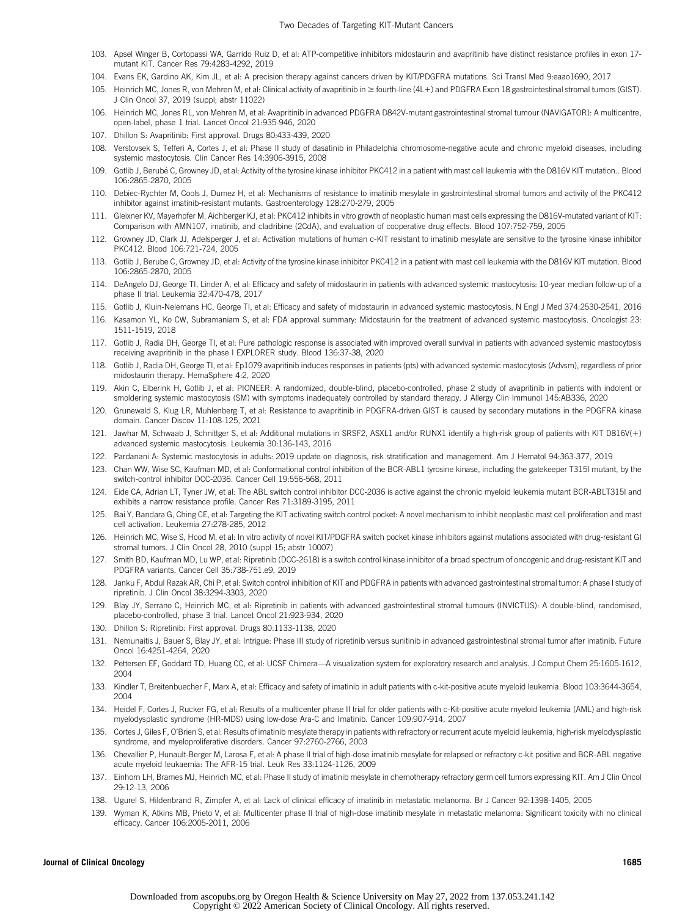103. Apsel Winger B, Cortopassi WA, Garrido Ruiz D, et al: ATP-competitive inhibitors midostaurin and avapritinib have distinct resistance profiles in exon 17-mutant KIT. Cancer Res 79:4283-4292, 2019
104. Evans EK, Gardino AK, Kim JL, et al: A precision therapy against cancers driven by KIT/PDGFRA mutations. Sci Transl Med 9:eaao1690, 2017
105. Heinrich MC, Jones R, von Mehren M, et al: Clinical activity of avapritinib in ≥ fourth-line (4L+) and PDGFRA Exon 18 gastrointestinal stromal tumors (GIST). J Clin Oncol 37, 2019 (suppl; abstr 11022)
106. Heinrich MC, Jones RL, von Mehren M, et al: Avapritinib in advanced PDGFRA D842V-mutant gastrointestinal stromal tumour (NAVIGATOR): A multicentre, open-label, phase 1 trial. Lancet Oncol 21:935-946, 2020
107. Dhillon S: Avapritinib: First approval. Drugs 80:433-439, 2020
108. Verstovsek S, Tefferi A, Cortes J, et al: Phase II study of dasatinib in Philadelphia chromosome-negative acute and chronic myeloid diseases, including systemic mastocytosis. Clin Cancer Res 14:3906-3915, 2008
109. Gotlib J, Berubé C, Growney JD, et al: Activity of the tyrosine kinase inhibitor PKC412 in a patient with mast cell leukemia with the D816V KIT mutation.. Blood 106:2865-2870, 2005
110. Debiec-Rychter M, Cools J, Dumez H, et al: Mechanisms of resistance to imatinib mesylate in gastrointestinal stromal tumors and activity of the PKC412 inhibitor against imatinib-resistant mutants. Gastroenterology 128:270-279, 2005
111. Gleixner KV, Mayerhofer M, Aichberger KJ, et al: PKC412 inhibits in vitro growth of neoplastic human mast cells expressing the D816V-mutated variant of KIT: Comparison with AMN107, imatinib, and cladribine (2CdA), and evaluation of cooperative drug effects. Blood 107:752-759, 2005
112. Growney JD, Clark JJ, Adelsperger J, et al: Activation mutations of human c-KIT resistant to imatinib mesylate are sensitive to the tyrosine kinase inhibitor PKC412. Blood 106:721-724, 2005
113. Gotlib J, Berube C, Growney JD, et al: Activity of the tyrosine kinase inhibitor PKC412 in a patient with mast cell leukemia with the D816V KIT mutation. Blood 106:2865-2870, 2005
114. DeAngelo DJ, George TI, Linder A, et al: Efficacy and safety of midostaurin in patients with advanced systemic mastocytosis: 10-year median follow-up of a phase II trial. Leukemia 32:470-478, 2017
115. Gotlib J, Kluin-Nelemans HC, George TI, et al: Efficacy and safety of midostaurin in advanced systemic mastocytosis. N Engl J Med 374:2530-2541, 2016
116. Kasamon YL, Ko CW, Subramaniam S, et al: FDA approval summary: Midostaurin for the treatment of advanced systemic mastocytosis. Oncologist 23: 1511-1519, 2018
117. Gotlib J, Radia DH, George TI, et al: Pure pathologic response is associated with improved overall survival in patients with advanced systemic mastocytosis receiving avapritinib in the phase I EXPLORER study. Blood 136:37-38, 2020
118. Gotlib J, Radia DH, George TI, et al: Ep1079 avapritinib induces responses in patients (pts) with advanced systemic mastocytosis (Advsm), regardless of prior midostaurin therapy. HemaSphere 4:2, 2020
119. Akin C, Elberink H, Gotlib J, et al: PIONEER: A randomized, double-blind, placebo-controlled, phase 2 study of avapritinib in patients with indolent or smoldering systemic mastocytosis (SM) with symptoms inadequately controlled by standard therapy. J Allergy Clin Immunol 145:AB336, 2020
120. Grunewald S, Klug LR, Muhlenberg T, et al: Resistance to avapritinib in PDGFRA-driven GIST is caused by secondary mutations in the PDGFRA kinase domain. Cancer Discov 11:108-125, 2021
121. Jawhar M, Schwaab J, Schnittger S, et al: Additional mutations in SRSF2, ASXL1 and/or RUNX1 identify a high-risk group of patients with KIT D816V(+) advanced systemic mastocytosis. Leukemia 30:136-143, 2016
122. Pardanani A: Systemic mastocytosis in adults: 2019 update on diagnosis, risk stratification and management. Am J Hematol 94:363-377, 2019
123. Chan WW, Wise SC, Kaufman MD, et al: Conformational control inhibition of the BCR-ABL1 tyrosine kinase, including the gatekeeper T315I mutant, by the switch-control inhibitor DCC-2036. Cancer Cell 19:556-568, 2011
124. Eide CA, Adrian LT, Tyner JW, et al: The ABL switch control inhibitor DCC-2036 is active against the chronic myeloid leukemia mutant BCR-ABLT315I and exhibits a narrow resistance profile. Cancer Res 71:3189-3195, 2011
125. Bai Y, Bandara G, Ching CE, et al: Targeting the KIT activating switch control pocket: A novel mechanism to inhibit neoplastic mast cell proliferation and mast cell activation. Leukemia 27:278-285, 2012
126. Heinrich MC, Wise S, Hood M, et al: In vitro activity of novel KIT/PDGFRA switch pocket kinase inhibitors against mutations associated with drug-resistant GI stromal tumors. J Clin Oncol 28, 2010 (suppl 15; abstr 10007)
127. Smith BD, Kaufman MD, Lu WP, et al: Ripretinib (DCC-2618) is a switch control kinase inhibitor of a broad spectrum of oncogenic and drug-resistant KIT and PDGFRA variants. Cancer Cell 35:738-751.e9, 2019
128. Janku F, Abdul Razak AR, Chi P, et al: Switch control inhibition of KIT and PDGFRA in patients with advanced gastrointestinal stromal tumor: A phase I study of ripretinib. J Clin Oncol 38:3294-3303, 2020
129. Blay JY, Serrano C, Heinrich MC, et al: Ripretinib in patients with advanced gastrointestinal stromal tumours (INVICTUS): A double-blind, randomised, placebo-controlled, phase 3 trial. Lancet Oncol 21:923-934, 2020
130. Dhillon S: Ripretinib: First approval. Drugs 80:1133-1138, 2020
131. Nemunaitis J, Bauer S, Blay JY, et al: Intrigue: Phase III study of ripretinib versus sunitinib in advanced gastrointestinal stromal tumor after imatinib. Future Oncol 16:4251-4264, 2020
132. Pettersen EF, Goddard TD, Huang CC, et al: UCSF Chimera—A visualization system for exploratory research and analysis. J Comput Chem 25:1605-1612, 2004
133. Kindler T, Breitenbuecher F, Marx A, et al: Efficacy and safety of imatinib in adult patients with c-kit-positive acute myeloid leukemia. Blood 103:3644-3654, 2004
134. Heidel F, Cortes J, Rucker FG, et al: Results of a multicenter phase II trial for older patients with c-Kit-positive acute myeloid leukemia (AML) and high-risk myelodysplastic syndrome (HR-MDS) using low-dose Ara-C and Imatinib. Cancer 109:907-914, 2007
135. Cortes J, Giles F, O'Brien S, et al: Results of imatinib mesylate therapy in patients with refractory or recurrent acute myeloid leukemia, high-risk myelodysplastic syndrome, and myeloproliferative disorders. Cancer 97:2760-2766, 2003
136. Chevallier P, Hunault-Berger M, Larosa F, et al: A phase II trial of high-dose imatinib mesylate for relapsed or refractory c-kit positive and BCR-ABL negative acute myeloid leukaemia: The AFR-15 trial. Leuk Res 33:1124-1126, 2009
137. Einhorn LH, Brames MJ, Heinrich MC, et al: Phase II study of imatinib mesylate in chemotherapy refractory germ cell tumors expressing KIT. Am J Clin Oncol 29:12-13, 2006
138. Ugurel S, Hildenbrand R, Zimpfer A, et al: Lack of clinical efficacy of imatinib in metastatic melanoma. Br J Cancer 92:1398-1405, 2005
139. Wyman K, Atkins MB, Prieto V, et al: Multicenter phase II trial of high-dose imatinib mesylate in metastatic melanoma: Significant toxicity with no clinical efficacy. Cancer 106:2005-2011, 2006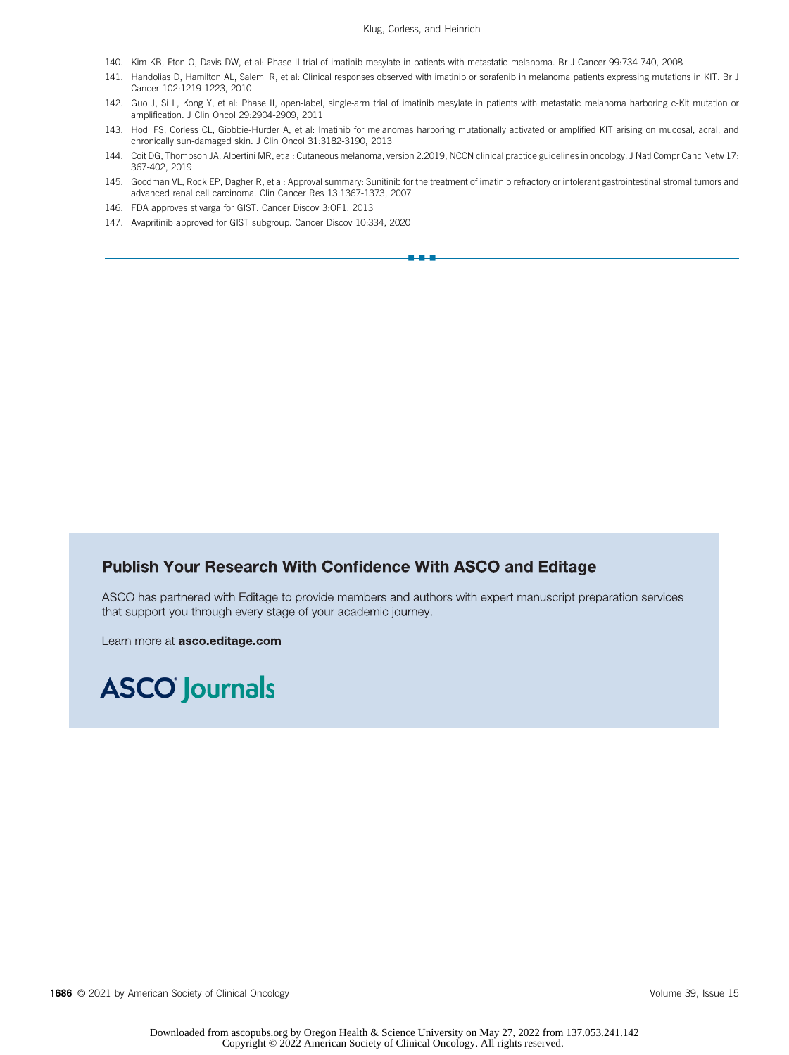140. Kim KB, Eton O, Davis DW, et al: Phase II trial of imatinib mesylate in patients with metastatic melanoma. Br J Cancer 99:734-740, 2008
141. Handolias D, Hamilton AL, Salemi R, et al: Clinical responses observed with imatinib or sorafenib in melanoma patients expressing mutations in KIT. Br J Cancer 102:1219-1223, 2010
142. Guo J, Si L, Kong Y, et al: Phase II, open-label, single-arm trial of imatinib mesylate in patients with metastatic melanoma harboring c-Kit mutation or amplification. J Clin Oncol 29:2904-2909, 2011
143. Hodi FS, Corless CL, Giobbie-Hurder A, et al: Imatinib for melanomas harboring mutationally activated or amplified KIT arising on mucosal, acral, and chronically sun-damaged skin. J Clin Oncol 31:3182-3190, 2013
144. Coit DG, Thompson JA, Albertini MR, et al: Cutaneous melanoma, version 2.2019, NCCN clinical practice guidelines in oncology. J Natl Compr Canc Netw 17:367-402, 2019
145. Goodman VL, Rock EP, Dagher R, et al: Approval summary: Sunitinib for the treatment of imatinib refractory or intolerant gastrointestinal stromal tumors and advanced renal cell carcinoma. Clin Cancer Res 13:1367-1373, 2007
146. FDA approves stivarga for GIST. Cancer Discov 3:OF1, 2013
147. Avapritinib approved for GIST subgroup. Cancer Discov 10:334, 2020

---

**Publish Your Research With Confidence With ASCO and Editage**

ASCO has partnered with Editage to provide members and authors with expert manuscript preparation services that support you through every stage of your academic journey.

Learn more at **asco.editage.com**

ASCO Journals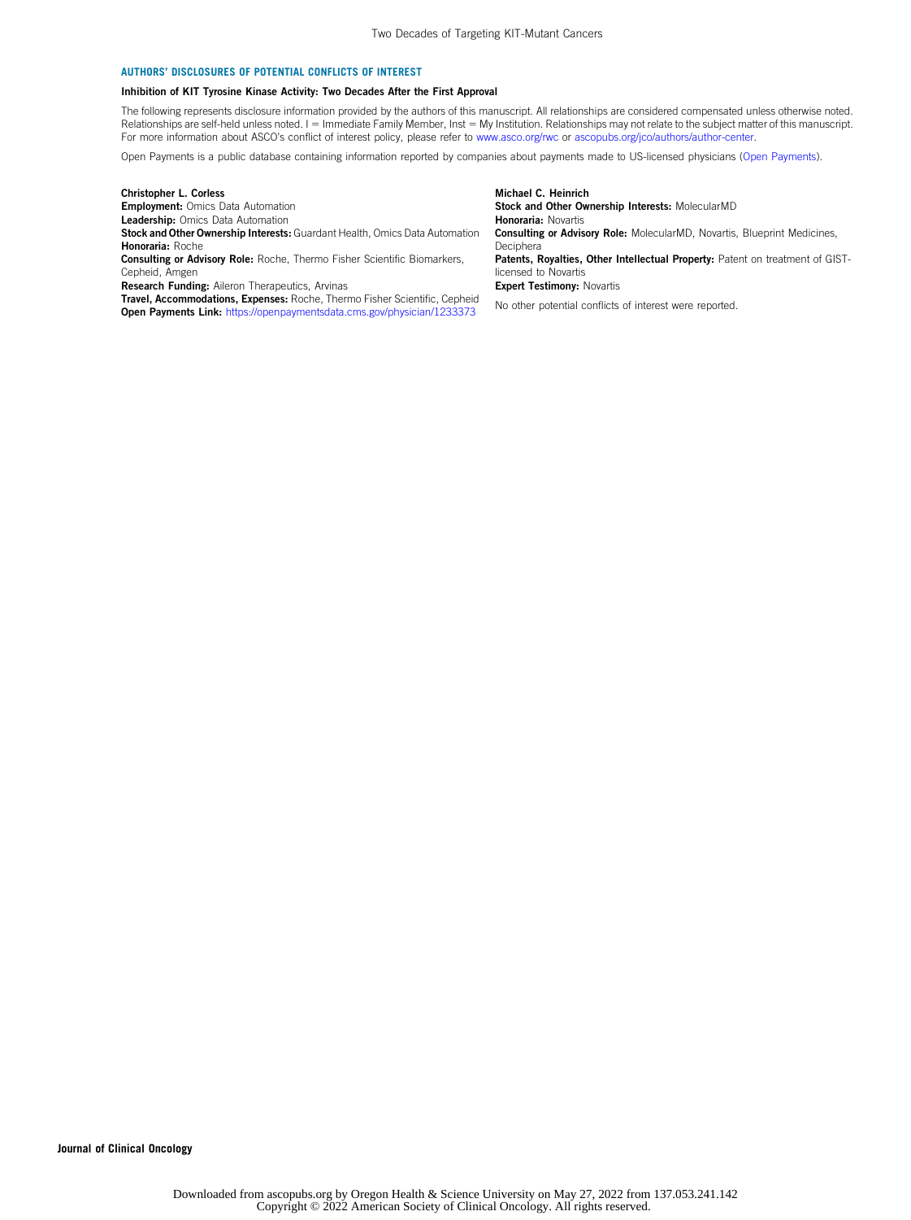## AUTHORS' DISCLOSURES OF POTENTIAL CONFLICTS OF INTEREST

**Inhibition of KIT Tyrosine Kinase Activity: Two Decades After the First Approval**

The following represents disclosure information provided by the authors of this manuscript. All relationships are considered compensated unless otherwise noted. Relationships are self-held unless noted. I = Immediate Family Member, Inst = My Institution. Relationships may not relate to the subject matter of this manuscript. For more information about ASCO's conflict of interest policy, please refer to www.asco.org/rwc or ascopubs.org/jco/authors/author-center.

Open Payments is a public database containing information reported by companies about payments made to US-licensed physicians (Open Payments).

**Christopher L. Corless**
**Employment:** Omics Data Automation
**Leadership:** Omics Data Automation
**Stock and Other Ownership Interests:** Guardant Health, Omics Data Automation
**Honoraria:** Roche
**Consulting or Advisory Role:** Roche, Thermo Fisher Scientific Biomarkers, Cepheid, Amgen
**Research Funding:** Aileron Therapeutics, Arvinas
**Travel, Accommodations, Expenses:** Roche, Thermo Fisher Scientific, Cepheid
**Open Payments Link:** https://openpaymentsdata.cms.gov/physician/1233373

**Michael C. Heinrich**
**Stock and Other Ownership Interests:** MolecularMD
**Honoraria:** Novartis
**Consulting or Advisory Role:** MolecularMD, Novartis, Blueprint Medicines, Deciphera
**Patents, Royalties, Other Intellectual Property:** Patent on treatment of GIST-licensed to Novartis
**Expert Testimony:** Novartis

No other potential conflicts of interest were reported.